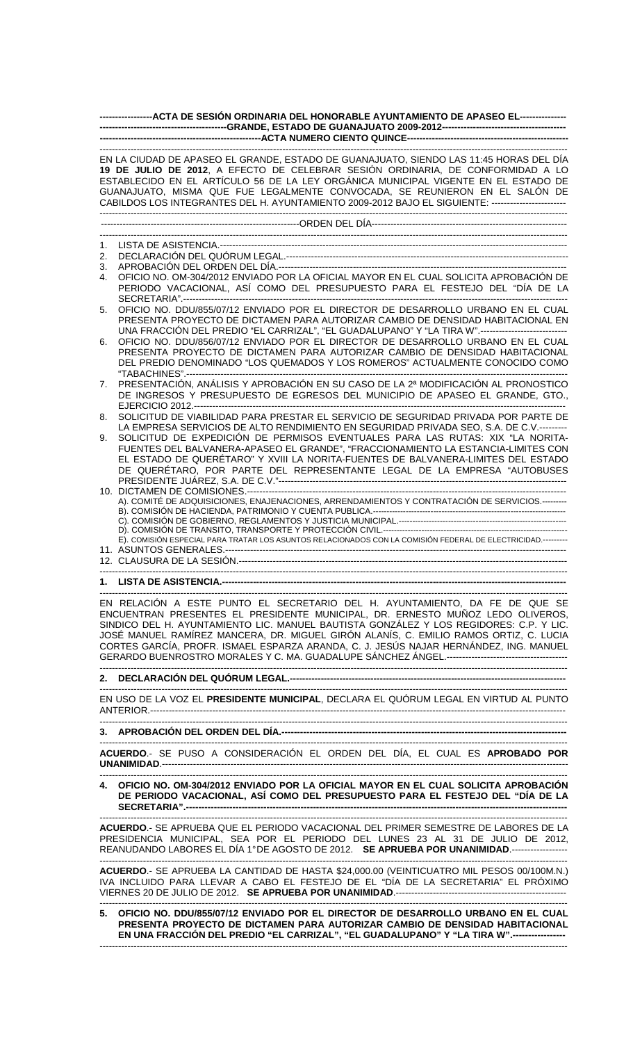**ACTA DE SESIÓN ORDINARIA DEL HONORABLE AYUNTAMIENTO DE APASEO EL GRANDE, ESTADO DE GUANAJUATO 2009-2012**

**ACTA NUMERO CIENTO QUINCE**

EN LA CIUDAD DE APASEO EL GRANDE, ESTADO DE GUANAJUATO, SIENDO LAS 11:45 HORAS DEL DÍA **19 DE JULIO DE 2012**, A EFECTO DE CELEBRAR SESIÓN ORDINARIA, DE CONFORMIDAD A LO ESTABLECIDO EN EL ARTÍCULO 56 DE LA LEY ORGÁNICA MUNICIPAL VIGENTE EN EL ESTADO DE GUANAJUATO, MISMA QUE FUE LEGALMENTE CONVOCADA, SE REUNIERON EN EL SALÓN DE CABILDOS LOS INTEGRANTES DEL H. AYUNTAMIENTO 2009-2012 BAJO EL SIGUIENTE:

ORDEN DEL DÍA

1. LISTA DE ASISTENCIA.
2. DECLARACIÓN DEL QUÓRUM LEGAL.
3. APROBACIÓN DEL ORDEN DEL DÍA.
4. OFICIO NO. OM-304/2012 ENVIADO POR LA OFICIAL MAYOR EN EL CUAL SOLICITA APROBACIÓN DE PERIODO VACACIONAL, ASÍ COMO DEL PRESUPUESTO PARA EL FESTEJO DEL "DÍA DE LA SECRETARIA".
5. OFICIO NO. DDU/855/07/12 ENVIADO POR EL DIRECTOR DE DESARROLLO URBANO EN EL CUAL PRESENTA PROYECTO DE DICTAMEN PARA AUTORIZAR CAMBIO DE DENSIDAD HABITACIONAL EN UNA FRACCIÓN DEL PREDIO "EL CARRIZAL", "EL GUADALUPANO" Y "LA TIRA W".
6. OFICIO NO. DDU/856/07/12 ENVIADO POR EL DIRECTOR DE DESARROLLO URBANO EN EL CUAL PRESENTA PROYECTO DE DICTAMEN PARA AUTORIZAR CAMBIO DE DENSIDAD HABITACIONAL DEL PREDIO DENOMINADO "LOS QUEMADOS Y LOS ROMEROS" ACTUALMENTE CONOCIDO COMO "TABACHINES".
7. PRESENTACIÓN, ANÁLISIS Y APROBACIÓN EN SU CASO DE LA 2ª MODIFICACIÓN AL PRONOSTICO DE INGRESOS Y PRESUPUESTO DE EGRESOS DEL MUNICIPIO DE APASEO EL GRANDE, GTO., EJERCICIO 2012.
8. SOLICITUD DE VIABILIDAD PARA PRESTAR EL SERVICIO DE SEGURIDAD PRIVADA POR PARTE DE LA EMPRESA SERVICIOS DE ALTO RENDIMIENTO EN SEGURIDAD PRIVADA SEO, S.A. DE C.V.
9. SOLICITUD DE EXPEDICIÓN DE PERMISOS EVENTUALES PARA LAS RUTAS: XIX "LA NORITA-FUENTES DEL BALVANERA-APASEO EL GRANDE", "FRACCIONAMIENTO LA ESTANCIA-LIMITES CON EL ESTADO DE QUERÉTARO" Y XVIII LA NORITA-FUENTES DE BALVANERA-LIMITES DEL ESTADO DE QUERÉTARO, POR PARTE DEL REPRESENTANTE LEGAL DE LA EMPRESA "AUTOBUSES PRESIDENTE JUÁREZ, S.A. DE C.V."
10. DICTAMEN DE COMISIONES.
    - A). COMITÉ DE ADQUISICIONES, ENAJENACIONES, ARRENDAMIENTOS Y CONTRATACIÓN DE SERVICIOS.
    - B). COMISIÓN DE HACIENDA, PATRIMONIO Y CUENTA PUBLICA.
    - C). COMISIÓN DE GOBIERNO, REGLAMENTOS Y JUSTICIA MUNICIPAL.
    - D). COMISIÓN DE TRANSITO, TRANSPORTE Y PROTECCIÓN CIVIL.
    - E). COMISIÓN ESPECIAL PARA TRATAR LOS ASUNTOS RELACIONADOS CON LA COMISIÓN FEDERAL DE ELECTRICIDAD.
11. ASUNTOS GENERALES.
12. CLAUSURA DE LA SESIÓN.

**1. LISTA DE ASISTENCIA.**

EN RELACIÓN A ESTE PUNTO EL SECRETARIO DEL H. AYUNTAMIENTO, DA FE DE QUE SE ENCUENTRAN PRESENTES EL PRESIDENTE MUNICIPAL, DR. ERNESTO MUÑOZ LEDO OLIVEROS, SINDICO DEL H. AYUNTAMIENTO LIC. MANUEL BAUTISTA GONZÁLEZ Y LOS REGIDORES: C.P. Y LIC. JOSÉ MANUEL RAMÍREZ MANCERA, DR. MIGUEL GIRÓN ALANÍS, C. EMILIO RAMOS ORTIZ, C. LUCIA CORTES GARCÍA, PROFR. ISMAEL ESPARZA ARANDA, C. J. JESÚS NAJAR HERNÁNDEZ, ING. MANUEL GERARDO BUENROSTRO MORALES Y C. MA. GUADALUPE SÁNCHEZ ÁNGEL.

**2. DECLARACIÓN DEL QUÓRUM LEGAL.**

EN USO DE LA VOZ EL **PRESIDENTE MUNICIPAL**, DECLARA EL QUÓRUM LEGAL EN VIRTUD AL PUNTO ANTERIOR.

**3. APROBACIÓN DEL ORDEN DEL DÍA.**

**ACUERDO**.- SE PUSO A CONSIDERACIÓN EL ORDEN DEL DÍA, EL CUAL ES **APROBADO POR UNANIMIDAD**.

**4. OFICIO NO. OM-304/2012 ENVIADO POR LA OFICIAL MAYOR EN EL CUAL SOLICITA APROBACIÓN DE PERIODO VACACIONAL, ASÍ COMO DEL PRESUPUESTO PARA EL FESTEJO DEL "DÍA DE LA SECRETARIA".**

**ACUERDO**.- SE APRUEBA QUE EL PERIODO VACACIONAL DEL PRIMER SEMESTRE DE LABORES DE LA PRESIDENCIA MUNICIPAL, SEA POR EL PERIODO DEL LUNES 23 AL 31 DE JULIO DE 2012, REANUDANDO LABORES EL DÍA 1°DE AGOSTO DE 2012. **SE APRUEBA POR UNANIMIDAD**.

**ACUERDO**.- SE APRUEBA LA CANTIDAD DE HASTA $24,000.00 (VEINTICUATRO MIL PESOS 00/100M.N.) IVA INCLUIDO PARA LLEVAR A CABO EL FESTEJO DE EL "DÍA DE LA SECRETARIA" EL PRÓXIMO VIERNES 20 DE JULIO DE 2012. **SE APRUEBA POR UNANIMIDAD**.

**5. OFICIO NO. DDU/855/07/12 ENVIADO POR EL DIRECTOR DE DESARROLLO URBANO EN EL CUAL PRESENTA PROYECTO DE DICTAMEN PARA AUTORIZAR CAMBIO DE DENSIDAD HABITACIONAL EN UNA FRACCIÓN DEL PREDIO "EL CARRIZAL", "EL GUADALUPANO" Y "LA TIRA W".**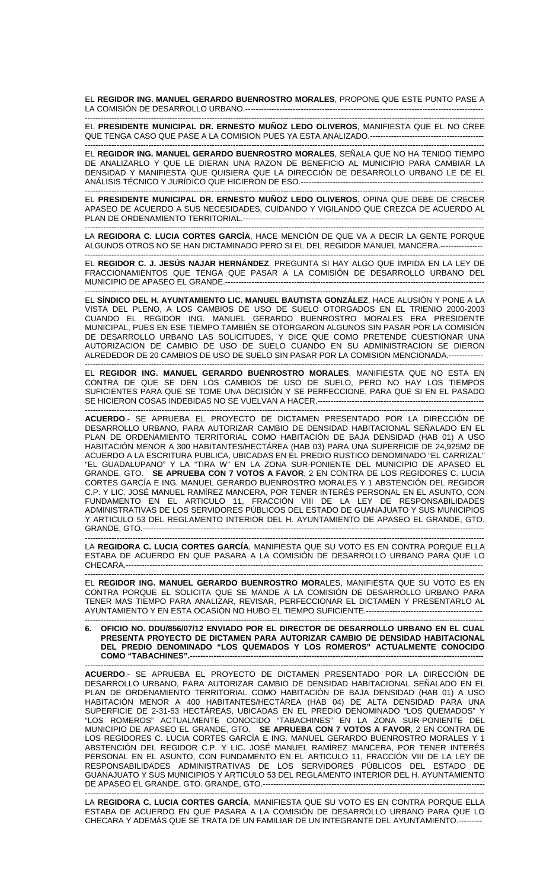EL **REGIDOR ING. MANUEL GERARDO BUENROSTRO MORALES**, PROPONE QUE ESTE PUNTO PASE A LA COMISIÓN DE DESARROLLO URBANO.------------------------------------------------------------------------------------------

EL **PRESIDENTE MUNICIPAL DR. ERNESTO MUÑOZ LEDO OLIVEROS**, MANIFIESTA QUE EL NO CREE QUE TENGA CASO QUE PASE A LA COMISION PUES YA ESTA ANALIZADO.-------------------------------------------

EL **REGIDOR ING. MANUEL GERARDO BUENROSTRO MORALES**, SEÑALA QUE NO HA TENIDO TIEMPO DE ANALIZARLO Y QUE LE DIERAN UNA RAZON DE BENEFICIO AL MUNICIPIO PARA CAMBIAR LA DENSIDAD Y MANIFIESTA QUE QUISIERA QUE LA DIRECCIÓN DE DESARROLLO URBANO LE DE EL ANÁLISIS TÉCNICO Y JURÍDICO QUE HICIERON DE ESO.--------------------------------------------------------------------

EL **PRESIDENTE MUNICIPAL DR. ERNESTO MUÑOZ LEDO OLIVEROS**, OPINA QUE DEBE DE CRECER APASEO DE ACUERDO A SUS NECESIDADES, CUIDANDO Y VIGILANDO QUE CREZCA DE ACUERDO AL PLAN DE ORDENAMIENTO TERRITORIAL.----------------------------------------------------------------------------------------

LA **REGIDORA C. LUCIA CORTES GARCÍA**, HACE MENCIÓN DE QUE VA A DECIR LA GENTE PORQUE ALGUNOS OTROS NO SE HAN DICTAMINADO PERO SI EL DEL REGIDOR MANUEL MANCERA.----------------

EL **REGIDOR C. J. JESÚS NAJAR HERNÁNDEZ**, PREGUNTA SI HAY ALGO QUE IMPIDA EN LA LEY DE FRACCIONAMIENTOS QUE TENGA QUE PASAR A LA COMISIÓN DE DESARROLLO URBANO DEL MUNICIPIO DE APASEO EL GRANDE.----------------------------------------------------------------------------------------------

EL **SÍNDICO DEL H. AYUNTAMIENTO LIC. MANUEL BAUTISTA GONZÁLEZ**, HACE ALUSIÓN Y PONE A LA VISTA DEL PLENO, A LOS CAMBIOS DE USO DE SUELO OTORGADOS EN EL TRIENIO 2000-2003 CUANDO EL REGIDOR ING. MANUEL GERARDO BUENROSTRO MORALES ERA PRESIDENTE MUNICIPAL, PUES EN ESE TIEMPO TAMBIÉN SE OTORGARON ALGUNOS SIN PASAR POR LA COMISIÓN DE DESARROLLO URBANO LAS SOLICITUDES, Y DICE QUE COMO PRETENDE CUESTIONAR UNA AUTORIZACION DE CAMBIO DE USO DE SUELO CUANDO EN SU ADMINISTRACION SE DIERON ALREDEDOR DE 20 CAMBIOS DE USO DE SUELO SIN PASAR POR LA COMISION MENCIONADA.-------------

EL **REGIDOR ING. MANUEL GERARDO BUENROSTRO MORALES**, MANIFIESTA QUE NO ESTA EN CONTRA DE QUE SE DEN LOS CAMBIOS DE USO DE SUELO, PERO NO HAY LOS TIEMPOS SUFICIENTES PARA QUE SE TOME UNA DECISIÓN Y SE PERFECCIONE, PARA QUE SI EN EL PASADO SE HICIERON COSAS INDEBIDAS NO SE VUELVAN A HACER.-------------------------------------------------------------

**ACUERDO**.- SE APRUEBA EL PROYECTO DE DICTAMEN PRESENTADO POR LA DIRECCIÓN DE DESARROLLO URBANO, PARA AUTORIZAR CAMBIO DE DENSIDAD HABITACIONAL SEÑALADO EN EL PLAN DE ORDENAMIENTO TERRITORIAL COMO HABITACIÓN DE BAJA DENSIDAD (HAB 01) A USO HABITACIÓN MENOR A 300 HABITANTES/HECTÁREA (HAB 03) PARA UNA SUPERFICIE DE 24,925M2 DE ACUERDO A LA ESCRITURA PUBLICA, UBICADAS EN EL PREDIO RUSTICO DENOMINADO "EL CARRIZAL" "EL GUADALUPANO" Y LA "TIRA W" EN LA ZONA SUR-PONIENTE DEL MUNICIPIO DE APASEO EL GRANDE, GTO. **SE APRUEBA CON 7 VOTOS A FAVOR**, 2 EN CONTRA DE LOS REGIDORES C. LUCIA CORTES GARCÍA E ING. MANUEL GERARDO BUENROSTRO MORALES Y 1 ABSTENCIÓN DEL REGIDOR C.P. Y LIC. JOSÉ MANUEL RAMÍREZ MANCERA, POR TENER INTERÉS PERSONAL EN EL ASUNTO, CON FUNDAMENTO EN EL ARTICULO 11, FRACCIÓN VIII DE LA LEY DE RESPONSABILIDADES ADMINISTRATIVAS DE LOS SERVIDORES PÚBLICOS DEL ESTADO DE GUANAJUATO Y SUS MUNICIPIOS Y ARTICULO 53 DEL REGLAMENTO INTERIOR DEL H. AYUNTAMIENTO DE APASEO EL GRANDE, GTO. GRANDE, GTO.------------------------------------------------------------------------------------------------------------------------

LA **REGIDORA C. LUCIA CORTES GARCÍA**, MANIFIESTA QUE SU VOTO ES EN CONTRA PORQUE ELLA ESTABA DE ACUERDO EN QUE PASARA A LA COMISIÓN DE DESARROLLO URBANO PARA QUE LO CHECARA.--------------------------------------------------------------------------------------------------------------------------

EL **REGIDOR ING. MANUEL GERARDO BUENROSTRO MOR**ALES, MANIFIESTA QUE SU VOTO ES EN CONTRA PORQUE EL SOLICITA QUE SE MANDE A LA COMISIÓN DE DESARROLLO URBANO PARA TENER MAS TIEMPO PARA ANALIZAR, REVISAR, PERFECCIONAR EL DICTAMEN Y PRESENTARLO AL AYUNTAMIENTO Y EN ESTA OCASIÓN NO HUBO EL TIEMPO SUFICIENTE.--------------------------------------------

**6. OFICIO NO. DDU/856/07/12 ENVIADO POR EL DIRECTOR DE DESARROLLO URBANO EN EL CUAL PRESENTA PROYECTO DE DICTAMEN PARA AUTORIZAR CAMBIO DE DENSIDAD HABITACIONAL DEL PREDIO DENOMINADO "LOS QUEMADOS Y LOS ROMEROS" ACTUALMENTE CONOCIDO COMO "TABACHINES".-----------------------------------------------------------------------------------------------------------**

**ACUERDO**.- SE APRUEBA EL PROYECTO DE DICTAMEN PRESENTADO POR LA DIRECCIÓN DE DESARROLLO URBANO, PARA AUTORIZAR CAMBIO DE DENSIDAD HABITACIONAL SEÑALADO EN EL PLAN DE ORDENAMIENTO TERRITORIAL COMO HABITACIÓN DE BAJA DENSIDAD (HAB 01) A USO HABITACIÓN MENOR A 400 HABITANTES/HECTÁREA (HAB 04) DE ALTA DENSIDAD PARA UNA SUPERFICIE DE 2-31-53 HECTÁREAS, UBICADAS EN EL PREDIO DENOMINADO "LOS QUEMADOS" Y "LOS ROMEROS" ACTUALMENTE CONOCIDO "TABACHINES" EN LA ZONA SUR-PONIENTE DEL MUNICIPIO DE APASEO EL GRANDE, GTO. **SE APRUEBA CON 7 VOTOS A FAVOR**, 2 EN CONTRA DE LOS REGIDORES C. LUCIA CORTES GARCÍA E ING. MANUEL GERARDO BUENROSTRO MORALES Y 1 ABSTENCIÓN DEL REGIDOR C.P. Y LIC. JOSÉ MANUEL RAMÍREZ MANCERA, POR TENER INTERÉS PERSONAL EN EL ASUNTO, CON FUNDAMENTO EN EL ARTICULO 11, FRACCIÓN VIII DE LA LEY DE RESPONSABILIDADES ADMINISTRATIVAS DE LOS SERVIDORES PÚBLICOS DEL ESTADO DE GUANAJUATO Y SUS MUNICIPIOS Y ARTICULO 53 DEL REGLAMENTO INTERIOR DEL H. AYUNTAMIENTO DE APASEO EL GRANDE, GTO. GRANDE, GTO.-----------------------------------------------------------------------------------

LA **REGIDORA C. LUCIA CORTES GARCÍA**, MANIFIESTA QUE SU VOTO ES EN CONTRA PORQUE ELLA ESTABA DE ACUERDO EN QUE PASARA A LA COMISIÓN DE DESARROLLO URBANO PARA QUE LO CHECARA Y ADEMÁS QUE SE TRATA DE UN FAMILIAR DE UN INTEGRANTE DEL AYUNTAMIENTO.---------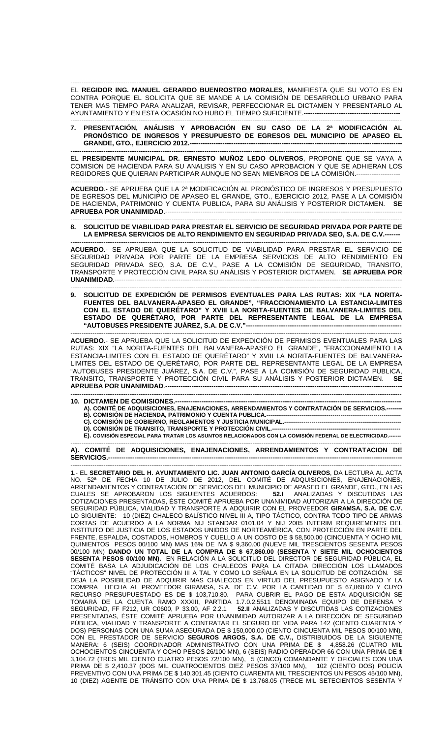EL **REGIDOR ING. MANUEL GERARDO BUENROSTRO MORALES**, MANIFIESTA QUE SU VOTO ES EN CONTRA PORQUE EL SOLICITA QUE SE MANDE A LA COMISIÓN DE DESARROLLO URBANO PARA TENER MAS TIEMPO PARA ANALIZAR, REVISAR, PERFECCIONAR EL DICTAMEN Y PRESENTARLO AL AYUNTAMIENTO Y EN ESTA OCASIÓN NO HUBO EL TIEMPO SUFICIENTE.---------------------------------------------

**7. PRESENTACIÓN, ANÁLISIS Y APROBACIÓN EN SU CASO DE LA 2ª MODIFICACIÓN AL PRONÓSTICO DE INGRESOS Y PRESUPUESTO DE EGRESOS DEL MUNICIPIO DE APASEO EL GRANDE, GTO., EJERCICIO 2012.-----------------------------------------------------------------------------------------------**

EL **PRESIDENTE MUNICIPAL DR. ERNESTO MUÑOZ LEDO OLIVEROS**, PROPONE QUE SE VAYA A COMISION DE HACIENDA PARA SU ANALISIS Y EN SU CASO APROBACION Y QUE SE ADHIERAN LOS REGIDORES QUE QUIERAN PARTICIPAR AUNQUE NO SEAN MIEMBROS DE LA COMISIÓN.--------------------

**ACUERDO**.- SE APRUEBA QUE LA 2ª MODIFICACIÓN AL PRONÓSTICO DE INGRESOS Y PRESUPUESTO DE EGRESOS DEL MUNICIPIO DE APASEO EL GRANDE, GTO., EJERCICIO 2012, PASE A LA COMISIÓN DE HACIENDA, PATRIMONIO Y CUENTA PUBLICA, PARA SU ANÁLISIS Y POSTERIOR DICTAMEN. **SE APRUEBA POR UNANIMIDAD**.-----------------------------------------------------------------------------------------------------------

**8. SOLICITUD DE VIABILIDAD PARA PRESTAR EL SERVICIO DE SEGURIDAD PRIVADA POR PARTE DE LA EMPRESA SERVICIOS DE ALTO RENDIMIENTO EN SEGURIDAD PRIVADA SEO, S.A. DE C.V.-------**

**ACUERDO**.- SE APRUEBA QUE LA SOLICITUD DE VIABILIDAD PARA PRESTAR EL SERVICIO DE SEGURIDAD PRIVADA POR PARTE DE LA EMPRESA SERVICIOS DE ALTO RENDIMIENTO EN SEGURIDAD PRIVADA SEO, S.A. DE C.V., PASE A LA COMISIÓN DE SEGURIDAD, TRANSITO, TRANSPORTE Y PROTECCIÓN CIVIL PARA SU ANÁLISIS Y POSTERIOR DICTAMEN. **SE APRUEBA POR UNANIMIDAD**.------------------------------------------------------------------------------------------------------------------------

**9. SOLICITUD DE EXPEDICIÓN DE PERMISOS EVENTUALES PARA LAS RUTAS: XIX "LA NORITA-FUENTES DEL BALVANERA-APASEO EL GRANDE", "FRACCIONAMIENTO LA ESTANCIA-LIMITES CON EL ESTADO DE QUERÉTARO" Y XVIII LA NORITA-FUENTES DE BALVANERA-LIMITES DEL ESTADO DE QUERÉTARO, POR PARTE DEL REPRESENTANTE LEGAL DE LA EMPRESA "AUTOBUSES PRESIDENTE JUÁREZ, S.A. DE C.V."--------------------------------------------------------------------**

**ACUERDO**.- SE APRUEBA QUE LA SOLICITUD DE EXPEDICIÓN DE PERMISOS EVENTUALES PARA LAS RUTAS: XIX "LA NORITA-FUENTES DEL BALVANERA-APASEO EL GRANDE", "FRACCIONAMIENTO LA ESTANCIA-LIMITES CON EL ESTADO DE QUERÉTARO" Y XVIII LA NORITA-FUENTES DE BALVANERA-LIMITES DEL ESTADO DE QUERÉTARO, POR PARTE DEL REPRESENTANTE LEGAL DE LA EMPRESA "AUTOBUSES PRESIDENTE JUÁREZ, S.A. DE C.V.", PASE A LA COMISIÓN DE SEGURIDAD PUBLICA, TRANSITO, TRANSPORTE Y PROTECCIÓN CIVIL PARA SU ANÁLISIS Y POSTERIOR DICTAMEN. **SE APRUEBA POR UNANIMIDAD**.-----------------------------------------------------------------------------------------------------------

**10. DICTAMEN DE COMISIONES.-------------------------------------------------------------------------------------------------------**

**A). COMITÉ DE ADQUISICIONES, ENAJENACIONES, ARRENDAMIENTOS Y CONTRATACIÓN DE SERVICIOS.--------**

**B). COMISIÓN DE HACIENDA, PATRIMONIO Y CUENTA PUBLICA.---------------------------------------------------------------**

**C). COMISIÓN DE GOBIERNO, REGLAMENTOS Y JUSTICIA MUNICIPAL.-------------------------------------------------------**

**D). COMISIÓN DE TRANSITO, TRANSPORTE Y PROTECCIÓN CIVIL.-------------------------------------------------------------**

**E). COMISIÓN ESPECIAL PARA TRATAR LOS ASUNTOS RELACIONADOS CON LA COMISIÓN FEDERAL DE ELECTRICIDAD.-------**

**A). COMITÉ DE ADQUISICIONES, ENAJENACIONES, ARRENDAMIENTOS Y CONTRATACION DE SERVICIOS.-------------------------------------------------------------------------------------------------------------------------------------**

**1**.- EL **SECRETARIO DEL H. AYUNTAMIENTO LIC. JUAN ANTONIO GARCÍA OLIVEROS**, DA LECTURA AL ACTA NO. 52ª DE FECHA 10 DE JULIO DE 2012, DEL COMITÉ DE ADQUISICIONES, ENAJENACIONES, ARRENDAMIENTOS Y CONTRATACIÓN DE SERVICIOS DEL MUNICIPIO DE APASEO EL GRANDE, GTO., EN LAS CUALES SE APROBARON LOS SIGUIENTES ACUERDOS: **52.I** ANALIZADAS Y DISCUTIDAS LAS COTIZACIONES PRESENTADAS, ÉSTE COMITÉ APRUEBA POR UNANIMIDAD AUTORIZAR A LA DIRECCIÓN DE SEGURIDAD PÚBLICA, VIALIDAD Y TRANSPORTE A ADQUIRIR CON EL PROVEEDOR **GIRAMSA, S.A. DE C.V.** LO SIGUIENTE: 10 (DIEZ) CHALECO BALÍSTICO NIVEL III A, TIPO TÁCTICO, CONTRA TODO TIPO DE ARMAS CORTAS DE ACUERDO A LA NORMA NIJ STANDAR 0101.04 Y NIJ 2005 INTERIM REQUIREMENTS DEL INSTITUTO DE JUSTICIA DE LOS ESTADOS UNIDOS DE NORTEAMÉRICA, CON PROTECCIÓN EN PARTE DEL FRENTE, ESPALDA, COSTADOS, HOMBROS Y CUELLO A UN COSTO DE $ 58,500.00 (CINCUENTA Y OCHO MIL QUINIENTOS PESOS 00/100 MN) MAS 16% DE IVA $ 9,360.00 (NUEVE MIL TRESCIENTOS SESENTA PESOS 00/100 MN) **DANDO UN TOTAL DE LA COMPRA DE $ 67,860.00 (SESENTA Y SIETE MIL OCHOCIENTOS SESENTA PESOS 00/100 MN).** EN RELACIÓN A LA SOLICITUD DEL DIRECTOR DE SEGURIDAD PÚBLICA, EL COMITÉ BASA LA ADJUDICACIÓN DE LOS CHALECOS PARA LA CITADA DIRECCIÓN LOS LLAMADOS "TÁCTICOS" NIVEL DE PROTECCIÓN III A TAL Y COMO LO SEÑALA EN LA SOLICITUD DE COTIZACIÓN. SE DEJA LA POSIBILIDAD DE ADQUIRIR MAS CHALECOS EN VIRTUD DEL PRESUPUESTO ASIGNADO Y LA COMPRA HECHA AL PROVEEDOR GIRAMSA, S.A. DE C.V. POR LA CANTIDAD DE $ 67,860.00 Y CUYO RECURSO PRESUPUESTADO ES DE $ 103,710.80. PARA CUBRIR EL PAGO DE ESTA ADQUISICIÓN SE TOMARÁ DE LA CUENTA RAMO XXXIII, PARTIDA 1.7.0.2.5511 DENOMINADA EQUIPO DE DEFENSA Y SEGURIDAD, FF F212, UR C0600, P 33.00, AF 2.2.1 **52.II** ANALIZADAS Y DISCUTIDAS LAS COTIZACIONES PRESENTADAS, ÉSTE COMITÉ APRUEBA POR UNANIMIDAD AUTORIZAR A LA DIRECCIÓN DE SEGURIDAD PÚBLICA, VIALIDAD Y TRANSPORTE A CONTRATAR EL SEGURO DE VIDA PARA 142 (CIENTO CUARENTA Y DOS) PERSONAS CON UNA SUMA ASEGURADA DE $ 150,000.00 (CIENTO CINCUENTA MIL PESOS 00/100 MN), CON EL PRESTADOR DE SERVICIO **SEGUROS ARGOS, S.A. DE C.V.,** DISTRIBUIDOS DE LA SIGUIENTE MANERA: 6 (SEIS) COORDINADOR ADMINISTRATIVO CON UNA PRIMA DE $ 4,858.26 (CUATRO MIL OCHOCIENTOS CINCUENTA Y OCHO PESOS 26/100 MN), 6 (SEIS) RADIO OPERADOR 66 CON UNA PRIMA DE $ 3,104.72 (TRES MIL CIENTO CUATRO PESOS 72/100 MN), 5 (CINCO) COMANDANTE Y OFICIALES CON UNA PRIMA DE $ 2,410.37 (DOS MIL CUATROCIENTOS DIEZ PESOS 37/100 MN), 102 (CIENTO DOS) POLICÍA PREVENTIVO CON UNA PRIMA DE $ 140,301.45 (CIENTO CUARENTA MIL TRESCIENTOS UN PESOS 45/100 MN), 10 (DIEZ) AGENTE DE TRÁNSITO CON UNA PRIMA DE $ 13,768.05 (TRECE MIL SETECIENTOS SESENTA Y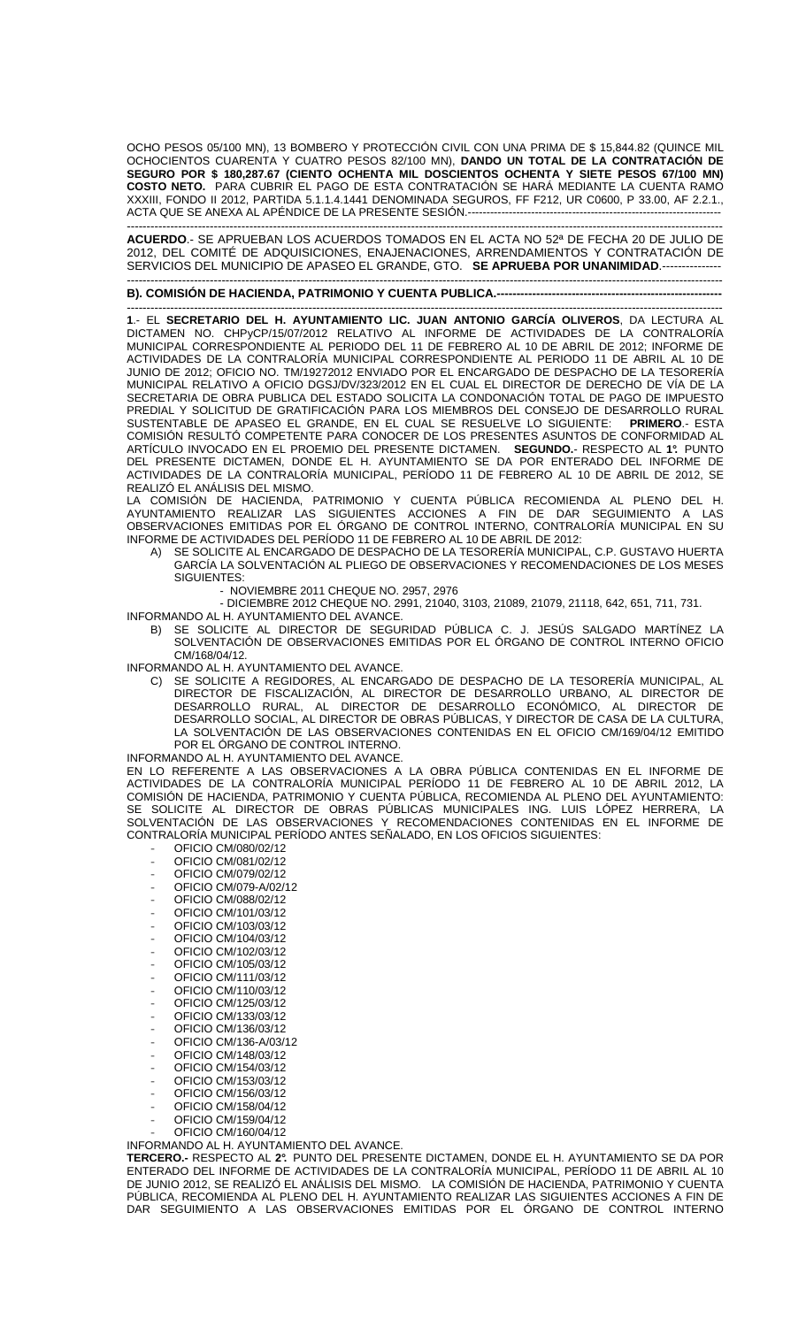OCHO PESOS 05/100 MN), 13 BOMBERO Y PROTECCIÓN CIVIL CON UNA PRIMA DE $ 15,844.82 (QUINCE MIL OCHOCIENTOS CUARENTA Y CUATRO PESOS 82/100 MN), **DANDO UN TOTAL DE LA CONTRATACIÓN DE SEGURO POR $ 180,287.67 (CIENTO OCHENTA MIL DOSCIENTOS OCHENTA Y SIETE PESOS 67/100 MN) COSTO NETO.** PARA CUBRIR EL PAGO DE ESTA CONTRATACIÓN SE HARÁ MEDIANTE LA CUENTA RAMO XXXIII, FONDO II 2012, PARTIDA 5.1.1.4.1441 DENOMINADA SEGUROS, FF F212, UR C0600, P 33.00, AF 2.2.1., ACTA QUE SE ANEXA AL APÉNDICE DE LA PRESENTE SESIÓN.------------------------------------------------------------------

---

**ACUERDO**.- SE APRUEBAN LOS ACUERDOS TOMADOS EN EL ACTA NO 52ª DE FECHA 20 DE JULIO DE 2012, DEL COMITÉ DE ADQUISICIONES, ENAJENACIONES, ARRENDAMIENTOS Y CONTRATACIÓN DE SERVICIOS DEL MUNICIPIO DE APASEO EL GRANDE, GTO. **SE APRUEBA POR UNANIMIDAD**.---------------

---

**B). COMISIÓN DE HACIENDA, PATRIMONIO Y CUENTA PUBLICA.-----------------------------------------------------------**

---

**1**.- EL **SECRETARIO DEL H. AYUNTAMIENTO LIC. JUAN ANTONIO GARCÍA OLIVEROS**, DA LECTURA AL DICTAMEN NO. CHPyCP/15/07/2012 RELATIVO AL INFORME DE ACTIVIDADES DE LA CONTRALORÍA MUNICIPAL CORRESPONDIENTE AL PERIODO DEL 11 DE FEBRERO AL 10 DE ABRIL DE 2012; INFORME DE ACTIVIDADES DE LA CONTRALORÍA MUNICIPAL CORRESPONDIENTE AL PERIODO 11 DE ABRIL AL 10 DE JUNIO DE 2012; OFICIO NO. TM/19272012 ENVIADO POR EL ENCARGADO DE DESPACHO DE LA TESORERÍA MUNICIPAL RELATIVO A OFICIO DGSJ/DV/323/2012 EN EL CUAL EL DIRECTOR DE DERECHO DE VÍA DE LA SECRETARIA DE OBRA PUBLICA DEL ESTADO SOLICITA LA CONDONACIÓN TOTAL DE PAGO DE IMPUESTO PREDIAL Y SOLICITUD DE GRATIFICACIÓN PARA LOS MIEMBROS DEL CONSEJO DE DESARROLLO RURAL SUSTENTABLE DE APASEO EL GRANDE, EN EL CUAL SE RESUELVE LO SIGUIENTE: **PRIMERO**.- ESTA COMISIÓN RESULTÓ COMPETENTE PARA CONOCER DE LOS PRESENTES ASUNTOS DE CONFORMIDAD AL ARTÍCULO INVOCADO EN EL PROEMIO DEL PRESENTE DICTAMEN. **SEGUNDO.**- RESPECTO AL **1°.** PUNTO DEL PRESENTE DICTAMEN, DONDE EL H. AYUNTAMIENTO SE DA POR ENTERADO DEL INFORME DE ACTIVIDADES DE LA CONTRALORÍA MUNICIPAL, PERÍODO 11 DE FEBRERO AL 10 DE ABRIL DE 2012, SE REALIZÓ EL ANÁLISIS DEL MISMO.

LA COMISIÓN DE HACIENDA, PATRIMONIO Y CUENTA PÚBLICA RECOMIENDA AL PLENO DEL H. AYUNTAMIENTO REALIZAR LAS SIGUIENTES ACCIONES A FIN DE DAR SEGUIMIENTO A LAS OBSERVACIONES EMITIDAS POR EL ÓRGANO DE CONTROL INTERNO, CONTRALORÍA MUNICIPAL EN SU INFORME DE ACTIVIDADES DEL PERÍODO 11 DE FEBRERO AL 10 DE ABRIL DE 2012:

A) SE SOLICITE AL ENCARGADO DE DESPACHO DE LA TESORERÍA MUNICIPAL, C.P. GUSTAVO HUERTA GARCÍA LA SOLVENTACIÓN AL PLIEGO DE OBSERVACIONES Y RECOMENDACIONES DE LOS MESES SIGUIENTES:
   - NOVIEMBRE 2011 CHEQUE NO. 2957, 2976
   - DICIEMBRE 2012 CHEQUE NO. 2991, 21040, 3103, 21089, 21079, 21118, 642, 651, 711, 731.

INFORMANDO AL H. AYUNTAMIENTO DEL AVANCE.

B) SE SOLICITE AL DIRECTOR DE SEGURIDAD PÚBLICA C. J. JESÚS SALGADO MARTÍNEZ LA SOLVENTACIÓN DE OBSERVACIONES EMITIDAS POR EL ÓRGANO DE CONTROL INTERNO OFICIO CM/168/04/12.

INFORMANDO AL H. AYUNTAMIENTO DEL AVANCE.

C) SE SOLICITE A REGIDORES, AL ENCARGADO DE DESPACHO DE LA TESORERÍA MUNICIPAL, AL DIRECTOR DE FISCALIZACIÓN, AL DIRECTOR DE DESARROLLO URBANO, AL DIRECTOR DE DESARROLLO RURAL, AL DIRECTOR DE DESARROLLO ECONÓMICO, AL DIRECTOR DE DESARROLLO SOCIAL, AL DIRECTOR DE OBRAS PÚBLICAS, Y DIRECTOR DE CASA DE LA CULTURA, LA SOLVENTACIÓN DE LAS OBSERVACIONES CONTENIDAS EN EL OFICIO CM/169/04/12 EMITIDO POR EL ÓRGANO DE CONTROL INTERNO.

INFORMANDO AL H. AYUNTAMIENTO DEL AVANCE.

EN LO REFERENTE A LAS OBSERVACIONES A LA OBRA PÚBLICA CONTENIDAS EN EL INFORME DE ACTIVIDADES DE LA CONTRALORÍA MUNICIPAL PERÍODO 11 DE FEBRERO AL 10 DE ABRIL 2012, LA COMISIÓN DE HACIENDA, PATRIMONIO Y CUENTA PÚBLICA, RECOMIENDA AL PLENO DEL AYUNTAMIENTO: SE SOLICITE AL DIRECTOR DE OBRAS PÚBLICAS MUNICIPALES ING. LUIS LÓPEZ HERRERA, LA SOLVENTACIÓN DE LAS OBSERVACIONES Y RECOMENDACIONES CONTENIDAS EN EL INFORME DE CONTRALORÍA MUNICIPAL PERÍODO ANTES SEÑALADO, EN LOS OFICIOS SIGUIENTES:

- OFICIO CM/080/02/12
- OFICIO CM/081/02/12
- OFICIO CM/079/02/12
- OFICIO CM/079-A/02/12
- OFICIO CM/088/02/12
- OFICIO CM/101/03/12
- OFICIO CM/103/03/12
- OFICIO CM/104/03/12
- OFICIO CM/102/03/12
- OFICIO CM/105/03/12
- OFICIO CM/111/03/12
- OFICIO CM/110/03/12
- OFICIO CM/125/03/12
- OFICIO CM/133/03/12
- OFICIO CM/136/03/12
- OFICIO CM/136-A/03/12
- OFICIO CM/148/03/12
- OFICIO CM/154/03/12
- OFICIO CM/153/03/12
- OFICIO CM/156/03/12
- OFICIO CM/158/04/12
- OFICIO CM/159/04/12
- OFICIO CM/160/04/12

INFORMANDO AL H. AYUNTAMIENTO DEL AVANCE.

**TERCERO.-** RESPECTO AL **2°.** PUNTO DEL PRESENTE DICTAMEN, DONDE EL H. AYUNTAMIENTO SE DA POR ENTERADO DEL INFORME DE ACTIVIDADES DE LA CONTRALORÍA MUNICIPAL, PERÍODO 11 DE ABRIL AL 10 DE JUNIO 2012, SE REALIZÓ EL ANÁLISIS DEL MISMO. LA COMISIÓN DE HACIENDA, PATRIMONIO Y CUENTA PÚBLICA, RECOMIENDA AL PLENO DEL H. AYUNTAMIENTO REALIZAR LAS SIGUIENTES ACCIONES A FIN DE DAR SEGUIMIENTO A LAS OBSERVACIONES EMITIDAS POR EL ÓRGANO DE CONTROL INTERNO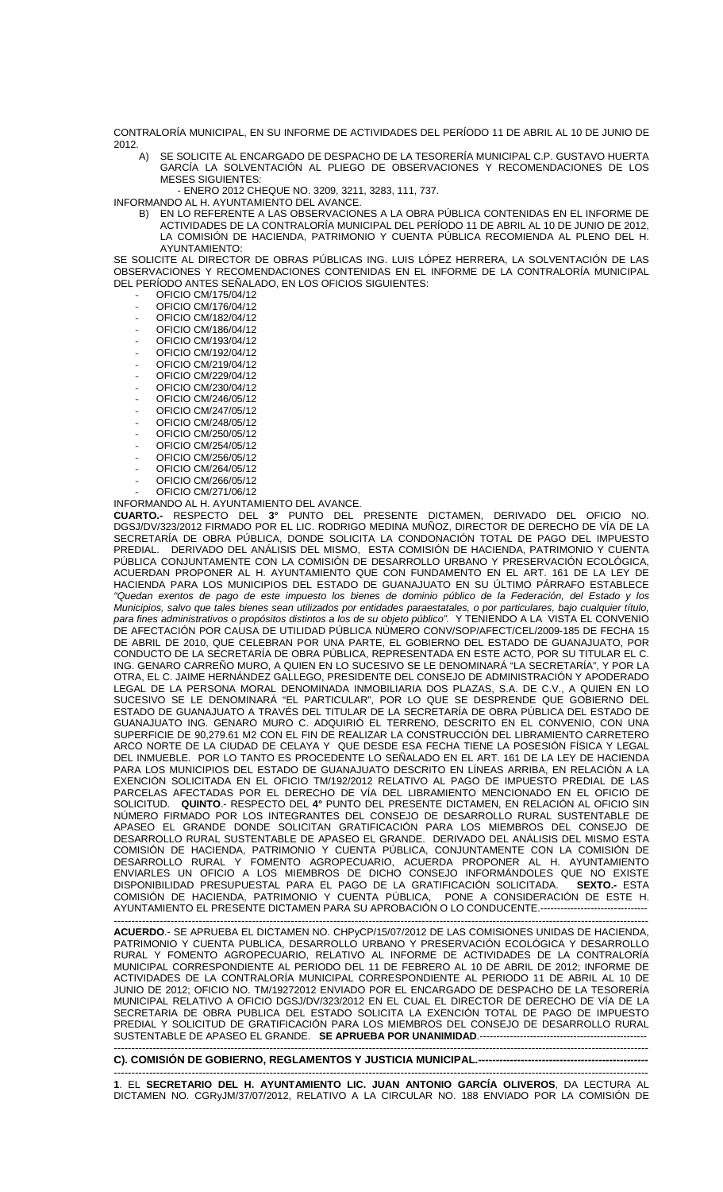CONTRALORÍA MUNICIPAL, EN SU INFORME DE ACTIVIDADES DEL PERÍODO 11 DE ABRIL AL 10 DE JUNIO DE 2012.

A) SE SOLICITE AL ENCARGADO DE DESPACHO DE LA TESORERÍA MUNICIPAL C.P. GUSTAVO HUERTA GARCÍA LA SOLVENTACIÓN AL PLIEGO DE OBSERVACIONES Y RECOMENDACIONES DE LOS MESES SIGUIENTES:
   - ENERO 2012 CHEQUE NO. 3209, 3211, 3283, 111, 737.

INFORMANDO AL H. AYUNTAMIENTO DEL AVANCE.

B) EN LO REFERENTE A LAS OBSERVACIONES A LA OBRA PÚBLICA CONTENIDAS EN EL INFORME DE ACTIVIDADES DE LA CONTRALORÍA MUNICIPAL DEL PERÍODO 11 DE ABRIL AL 10 DE JUNIO DE 2012, LA COMISIÓN DE HACIENDA, PATRIMONIO Y CUENTA PÚBLICA RECOMIENDA AL PLENO DEL H. AYUNTAMIENTO:

SE SOLICITE AL DIRECTOR DE OBRAS PÚBLICAS ING. LUIS LÓPEZ HERRERA, LA SOLVENTACIÓN DE LAS OBSERVACIONES Y RECOMENDACIONES CONTENIDAS EN EL INFORME DE LA CONTRALORÍA MUNICIPAL DEL PERÍODO ANTES SEÑALADO, EN LOS OFICIOS SIGUIENTES:

- OFICIO CM/175/04/12
- OFICIO CM/176/04/12
- OFICIO CM/182/04/12
- OFICIO CM/186/04/12
- OFICIO CM/193/04/12
- OFICIO CM/192/04/12
- OFICIO CM/219/04/12
- OFICIO CM/229/04/12
- OFICIO CM/230/04/12
- OFICIO CM/246/05/12
- OFICIO CM/247/05/12
- OFICIO CM/248/05/12
- OFICIO CM/250/05/12
- OFICIO CM/254/05/12
- OFICIO CM/256/05/12
- OFICIO CM/264/05/12
- OFICIO CM/266/05/12
- OFICIO CM/271/06/12

INFORMANDO AL H. AYUNTAMIENTO DEL AVANCE.

**CUARTO.-** RESPECTO DEL **3°** PUNTO DEL PRESENTE DICTAMEN, DERIVADO DEL OFICIO NO. DGSJ/DV/323/2012 FIRMADO POR EL LIC. RODRIGO MEDINA MUÑOZ, DIRECTOR DE DERECHO DE VÍA DE LA SECRETARÍA DE OBRA PÚBLICA, DONDE SOLICITA LA CONDONACIÓN TOTAL DE PAGO DEL IMPUESTO PREDIAL. DERIVADO DEL ANÁLISIS DEL MISMO, ESTA COMISIÓN DE HACIENDA, PATRIMONIO Y CUENTA PÚBLICA CONJUNTAMENTE CON LA COMISIÓN DE DESARROLLO URBANO Y PRESERVACIÓN ECOLÓGICA, ACUERDAN PROPONER AL H. AYUNTAMIENTO QUE CON FUNDAMENTO EN EL ART. 161 DE LA LEY DE HACIENDA PARA LOS MUNICIPIOS DEL ESTADO DE GUANAJUATO EN SU ÚLTIMO PÁRRAFO ESTABLECE *"Quedan exentos de pago de este impuesto los bienes de dominio público de la Federación, del Estado y los Municipios, salvo que tales bienes sean utilizados por entidades paraestatales, o por particulares, bajo cualquier título, para fines administrativos o propósitos distintos a los de su objeto público".* Y TENIENDO A LA VISTA EL CONVENIO DE AFECTACIÓN POR CAUSA DE UTILIDAD PÚBLICA NÚMERO CONV/SOP/AFECT/CEL/2009-185 DE FECHA 15 DE ABRIL DE 2010, QUE CELEBRAN POR UNA PARTE, EL GOBIERNO DEL ESTADO DE GUANAJUATO, POR CONDUCTO DE LA SECRETARÍA DE OBRA PÚBLICA, REPRESENTADA EN ESTE ACTO, POR SU TITULAR EL C. ING. GENARO CARREÑO MURO, A QUIEN EN LO SUCESIVO SE LE DENOMINARÁ "LA SECRETARÍA", Y POR LA OTRA, EL C. JAIME HERNÁNDEZ GALLEGO, PRESIDENTE DEL CONSEJO DE ADMINISTRACIÓN Y APODERADO LEGAL DE LA PERSONA MORAL DENOMINADA INMOBILIARIA DOS PLAZAS, S.A. DE C.V., A QUIEN EN LO SUCESIVO SE LE DENOMINARÁ "EL PARTICULAR", POR LO QUE SE DESPRENDE QUE GOBIERNO DEL ESTADO DE GUANAJUATO A TRAVÉS DEL TITULAR DE LA SECRETARÍA DE OBRA PÚBLICA DEL ESTADO DE GUANAJUATO ING. GENARO MURO C. ADQUIRIÓ EL TERRENO, DESCRITO EN EL CONVENIO, CON UNA SUPERFICIE DE 90,279.61 M2 CON EL FIN DE REALIZAR LA CONSTRUCCIÓN DEL LIBRAMIENTO CARRETERO ARCO NORTE DE LA CIUDAD DE CELAYA Y QUE DESDE ESA FECHA TIENE LA POSESIÓN FÍSICA Y LEGAL DEL INMUEBLE. POR LO TANTO ES PROCEDENTE LO SEÑALADO EN EL ART. 161 DE LA LEY DE HACIENDA PARA LOS MUNICIPIOS DEL ESTADO DE GUANAJUATO DESCRITO EN LÍNEAS ARRIBA, EN RELACIÓN A LA EXENCIÓN SOLICITADA EN EL OFICIO TM/192/2012 RELATIVO AL PAGO DE IMPUESTO PREDIAL DE LAS PARCELAS AFECTADAS POR EL DERECHO DE VÍA DEL LIBRAMIENTO MENCIONADO EN EL OFICIO DE SOLICITUD. **QUINTO**.- RESPECTO DEL **4°** PUNTO DEL PRESENTE DICTAMEN, EN RELACIÓN AL OFICIO SIN NÚMERO FIRMADO POR LOS INTEGRANTES DEL CONSEJO DE DESARROLLO RURAL SUSTENTABLE DE APASEO EL GRANDE DONDE SOLICITAN GRATIFICACIÓN PARA LOS MIEMBROS DEL CONSEJO DE DESARROLLO RURAL SUSTENTABLE DE APASEO EL GRANDE. DERIVADO DEL ANÁLISIS DEL MISMO ESTA COMISIÓN DE HACIENDA, PATRIMONIO Y CUENTA PÚBLICA, CONJUNTAMENTE CON LA COMISIÓN DE DESARROLLO RURAL Y FOMENTO AGROPECUARIO, ACUERDA PROPONER AL H. AYUNTAMIENTO ENVIARLES UN OFICIO A LOS MIEMBROS DE DICHO CONSEJO INFORMÁNDOLES QUE NO EXISTE DISPONIBILIDAD PRESUPUESTAL PARA EL PAGO DE LA GRATIFICACIÓN SOLICITADA. **SEXTO.-** ESTA COMISIÓN DE HACIENDA, PATRIMONIO Y CUENTA PÚBLICA, PONE A CONSIDERACIÓN DE ESTE H. AYUNTAMIENTO EL PRESENTE DICTAMEN PARA SU APROBACIÓN O LO CONDUCENTE.-------------------------------

---

**ACUERDO**.- SE APRUEBA EL DICTAMEN NO. CHPyCP/15/07/2012 DE LAS COMISIONES UNIDAS DE HACIENDA, PATRIMONIO Y CUENTA PUBLICA, DESARROLLO URBANO Y PRESERVACIÓN ECOLÓGICA Y DESARROLLO RURAL Y FOMENTO AGROPECUARIO, RELATIVO AL INFORME DE ACTIVIDADES DE LA CONTRALORÍA MUNICIPAL CORRESPONDIENTE AL PERIODO DEL 11 DE FEBRERO AL 10 DE ABRIL DE 2012; INFORME DE ACTIVIDADES DE LA CONTRALORÍA MUNICIPAL CORRESPONDIENTE AL PERIODO 11 DE ABRIL AL 10 DE JUNIO DE 2012; OFICIO NO. TM/19272012 ENVIADO POR EL ENCARGADO DE DESPACHO DE LA TESORERÍA MUNICIPAL RELATIVO A OFICIO DGSJ/DV/323/2012 EN EL CUAL EL DIRECTOR DE DERECHO DE VÍA DE LA SECRETARIA DE OBRA PUBLICA DEL ESTADO SOLICITA LA EXENCIÓN TOTAL DE PAGO DE IMPUESTO PREDIAL Y SOLICITUD DE GRATIFICACIÓN PARA LOS MIEMBROS DEL CONSEJO DE DESARROLLO RURAL SUSTENTABLE DE APASEO EL GRANDE. **SE APRUEBA POR UNANIMIDAD**.------------------------------------------------

---

**C). COMISIÓN DE GOBIERNO, REGLAMENTOS Y JUSTICIA MUNICIPAL.------------------------------------------------**

---

**1**. EL **SECRETARIO DEL H. AYUNTAMIENTO LIC. JUAN ANTONIO GARCÍA OLIVEROS**, DA LECTURA AL DICTAMEN NO. CGRyJM/37/07/2012, RELATIVO A LA CIRCULAR NO. 188 ENVIADO POR LA COMISIÓN DE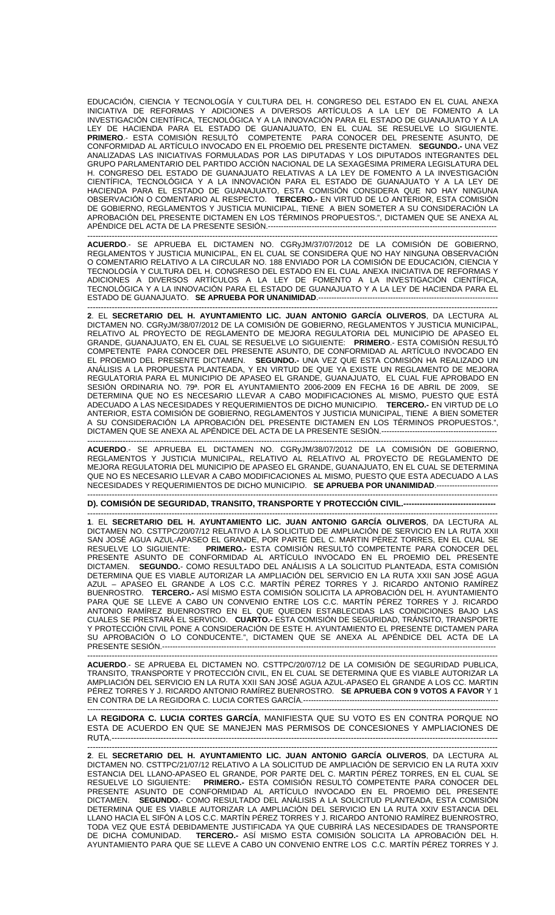EDUCACIÓN, CIENCIA Y TECNOLOGÍA Y CULTURA DEL H. CONGRESO DEL ESTADO EN EL CUAL ANEXA INICIATIVA DE REFORMAS Y ADICIONES A DIVERSOS ARTÍCULOS A LA LEY DE FOMENTO A LA INVESTIGACIÓN CIENTÍFICA, TECNOLÓGICA Y A LA INNOVACIÓN PARA EL ESTADO DE GUANAJUATO Y A LA LEY DE HACIENDA PARA EL ESTADO DE GUANAJUATO, EN EL CUAL SE RESUELVE LO SIGUIENTE. **PRIMERO**.- ESTA COMISIÓN RESULTÓ COMPETENTE PARA CONOCER DEL PRESENTE ASUNTO, DE CONFORMIDAD AL ARTÍCULO INVOCADO EN EL PROEMIO DEL PRESENTE DICTAMEN. **SEGUNDO.-** UNA VEZ ANALIZADAS LAS INICIATIVAS FORMULADAS POR LAS DIPUTADAS Y LOS DIPUTADOS INTEGRANTES DEL GRUPO PARLAMENTARIO DEL PARTIDO ACCIÓN NACIONAL DE LA SEXAGÉSIMA PRIMERA LEGISLATURA DEL H. CONGRESO DEL ESTADO DE GUANAJUATO RELATIVAS A LA LEY DE FOMENTO A LA INVESTIGACIÓN CIENTÍFICA, TECNOLÓGICA Y A LA INNOVACIÓN PARA EL ESTADO DE GUANAJUATO Y A LA LEY DE HACIENDA PARA EL ESTADO DE GUANAJUATO, ESTA COMISIÓN CONSIDERA QUE NO HAY NINGUNA OBSERVACIÓN O COMENTARIO AL RESPECTO. **TERCERO.-** EN VIRTUD DE LO ANTERIOR, ESTA COMISIÓN DE GOBIERNO, REGLAMENTOS Y JUSTICIA MUNICIPAL, TIENE A BIEN SOMETER A SU CONSIDERACIÓN LA APROBACIÓN DEL PRESENTE DICTAMEN EN LOS TÉRMINOS PROPUESTOS.", DICTAMEN QUE SE ANEXA AL APÉNDICE DEL ACTA DE LA PRESENTE SESIÓN.---------------------------------------------------------------------------------

---

**ACUERDO**.- SE APRUEBA EL DICTAMEN NO. CGRyJM/37/07/2012 DE LA COMISIÓN DE GOBIERNO, REGLAMENTOS Y JUSTICIA MUNICIPAL, EN EL CUAL SE CONSIDERA QUE NO HAY NINGUNA OBSERVACIÓN O COMENTARIO RELATIVO A LA CIRCULAR NO. 188 ENVIADO POR LA COMISIÓN DE EDUCACIÓN, CIENCIA Y TECNOLOGÍA Y CULTURA DEL H. CONGRESO DEL ESTADO EN EL CUAL ANEXA INICIATIVA DE REFORMAS Y ADICIONES A DIVERSOS ARTÍCULOS A LA LEY DE FOMENTO A LA INVESTIGACIÓN CIENTÍFICA, TECNOLÓGICA Y A LA INNOVACIÓN PARA EL ESTADO DE GUANAJUATO Y A LA LEY DE HACIENDA PARA EL ESTADO DE GUANAJUATO. **SE APRUEBA POR UNANIMIDAD**.--------------------------------------------------------------------

---

**2**. EL **SECRETARIO DEL H. AYUNTAMIENTO LIC. JUAN ANTONIO GARCÍA OLIVEROS**, DA LECTURA AL DICTAMEN NO. CGRyJM/38/07/2012 DE LA COMISIÓN DE GOBIERNO, REGLAMENTOS Y JUSTICIA MUNICIPAL, RELATIVO AL PROYECTO DE REGLAMENTO DE MEJORA REGULATORIA DEL MUNICIPIO DE APASEO EL GRANDE, GUANAJUATO, EN EL CUAL SE RESUELVE LO SIGUIENTE: **PRIMERO**.- ESTA COMISIÓN RESULTÓ COMPETENTE PARA CONOCER DEL PRESENTE ASUNTO, DE CONFORMIDAD AL ARTÍCULO INVOCADO EN EL PROEMIO DEL PRESENTE DICTAMEN. **SEGUNDO.-** UNA VEZ QUE ESTA COMISIÓN HA REALIZADO UN ANÁLISIS A LA PROPUESTA PLANTEADA, Y EN VIRTUD DE QUE YA EXISTE UN REGLAMENTO DE MEJORA REGULATORIA PARA EL MUNICIPIO DE APASEO EL GRANDE, GUANAJUATO, EL CUAL FUE APROBADO EN SESIÓN ORDINARIA NO. 79ª. POR EL AYUNTAMIENTO 2006-2009 EN FECHA 16 DE ABRIL DE 2009, SE DETERMINA QUE NO ES NECESARIO LLEVAR A CABO MODIFICACIONES AL MISMO, PUESTO QUE ESTÁ ADECUADO A LAS NECESIDADES Y REQUERIMIENTOS DE DICHO MUNICIPIO. **TERCERO.-** EN VIRTUD DE LO ANTERIOR, ESTA COMISIÓN DE GOBIERNO, REGLAMENTOS Y JUSTICIA MUNICIPAL, TIENE A BIEN SOMETER A SU CONSIDERACIÓN LA APROBACIÓN DEL PRESENTE DICTAMEN EN LOS TÉRMINOS PROPUESTOS.", DICTAMEN QUE SE ANEXA AL APÉNDICE DEL ACTA DE LA PRESENTE SESIÓN.---------------------------------------------

---

**ACUERDO**.- SE APRUEBA EL DICTAMEN NO. CGRyJM/38/07/2012 DE LA COMISIÓN DE GOBIERNO, REGLAMENTOS Y JUSTICIA MUNICIPAL, RELATIVO AL RELATIVO AL PROYECTO DE REGLAMENTO DE MEJORA REGULATORIA DEL MUNICIPIO DE APASEO EL GRANDE, GUANAJUATO, EN EL CUAL SE DETERMINA QUE NO ES NECESARIO LLEVAR A CABO MODIFICACIONES AL MISMO, PUESTO QUE ESTA ADECUADO A LAS NECESIDADES Y REQUERIMIENTOS DE DICHO MUNICIPIO. **SE APRUEBA POR UNANIMIDAD**.------------------------

---

**D). COMISIÓN DE SEGURIDAD, TRANSITO, TRANSPORTE Y PROTECCIÓN CIVIL.----------------------------------**

---

**1**. EL **SECRETARIO DEL H. AYUNTAMIENTO LIC. JUAN ANTONIO GARCÍA OLIVEROS**, DA LECTURA AL DICTAMEN NO. CSTTPC/20/07/12 RELATIVO A LA SOLICITUD DE AMPLIACIÓN DE SERVICIO EN LA RUTA XXII SAN JOSÉ AGUA AZUL-APASEO EL GRANDE, POR PARTE DEL C. MARTIN PÉREZ TORRES, EN EL CUAL SE RESUELVE LO SIGUIENTE: **PRIMERO.-** ESTA COMISIÓN RESULTÓ COMPETENTE PARA CONOCER DEL PRESENTE ASUNTO DE CONFORMIDAD AL ARTÍCULO INVOCADO EN EL PROEMIO DEL PRESENTE DICTAMEN. **SEGUNDO.**- COMO RESULTADO DEL ANÁLISIS A LA SOLICITUD PLANTEADA, ESTA COMISIÓN DETERMINA QUE ES VIABLE AUTORIZAR LA AMPLIACIÓN DEL SERVICIO EN LA RUTA XXII SAN JOSÉ AGUA AZUL – APASEO EL GRANDE A LOS C.C. MARTÍN PÉREZ TORRES Y J. RICARDO ANTONIO RAMÍREZ BUENROSTRO. **TERCERO.-** ASÍ MISMO ESTA COMISIÓN SOLICITA LA APROBACIÓN DEL H. AYUNTAMIENTO PARA QUE SE LLEVE A CABO UN CONVENIO ENTRE LOS C.C. MARTÍN PÉREZ TORRES Y J. RICARDO ANTONIO RAMÍREZ BUENROSTRO EN EL QUE QUEDEN ESTABLECIDAS LAS CONDICIONES BAJO LAS CUALES SE PRESTARÁ EL SERVICIO. **CUARTO.-** ESTA COMISIÓN DE SEGURIDAD, TRÁNSITO, TRANSPORTE Y PROTECCIÓN CIVIL PONE A CONSIDERACIÓN DE ESTE H. AYUNTAMIENTO EL PRESENTE DICTAMEN PARA SU APROBACIÓN O LO CONDUCENTE.", DICTAMEN QUE SE ANEXA AL APÉNDICE DEL ACTA DE LA PRESENTE SESIÓN.------------------------------------------------------------------------------------------------------------

---

**ACUERDO**.- SE APRUEBA EL DICTAMEN NO. CSTTPC/20/07/12 DE LA COMISIÓN DE SEGURIDAD PUBLICA, TRANSITO, TRANSPORTE Y PROTECCIÓN CIVIL, EN EL CUAL SE DETERMINA QUE ES VIABLE AUTORIZAR LA AMPLIACIÓN DEL SERVICIO EN LA RUTA XXII SAN JOSÉ AGUA AZUL-APASEO EL GRANDE A LOS CC. MARTIN PÉREZ TORRES Y J. RICARDO ANTONIO RAMÍREZ BUENROSTRO. **SE APRUEBA CON 9 VOTOS A FAVOR** Y 1 EN CONTRA DE LA REGIDORA C. LUCIA CORTES GARCÍA.---------------------------------------------------------------------

---

LA **REGIDORA C. LUCIA CORTES GARCÍA**, MANIFIESTA QUE SU VOTO ES EN CONTRA PORQUE NO ESTA DE ACUERDO EN QUE SE MANEJEN MAS PERMISOS DE CONCESIONES Y AMPLIACIONES DE RUTA.----------------------------------------------------------------------------------------------------------------------------------------

---

**2**. EL **SECRETARIO DEL H. AYUNTAMIENTO LIC. JUAN ANTONIO GARCÍA OLIVEROS**, DA LECTURA AL DICTAMEN NO. CSTTPC/21/07/12 RELATIVO A LA SOLICITUD DE AMPLIACIÓN DE SERVICIO EN LA RUTA XXIV ESTANCIA DEL LLANO-APASEO EL GRANDE, POR PARTE DEL C. MARTIN PÉREZ TORRES, EN EL CUAL SE RESUELVE LO SIGUIENTE: **PRIMERO.-** ESTA COMISIÓN RESULTÓ COMPETENTE PARA CONOCER DEL PRESENTE ASUNTO DE CONFORMIDAD AL ARTÍCULO INVOCADO EN EL PROEMIO DEL PRESENTE DICTAMEN. **SEGUNDO.**- COMO RESULTADO DEL ANÁLISIS A LA SOLICITUD PLANTEADA, ESTA COMISIÓN DETERMINA QUE ES VIABLE AUTORIZAR LA AMPLIACIÓN DEL SERVICIO EN LA RUTA XXIV ESTANCIA DEL LLANO HACIA EL SIFÓN A LOS C.C. MARTÍN PÉREZ TORRES Y J. RICARDO ANTONIO RAMÍREZ BUENROSTRO, TODA VEZ QUE ESTÁ DEBIDAMENTE JUSTIFICADA YA QUE CUBRIRÁ LAS NECESIDADES DE TRANSPORTE DE DICHA COMUNIDAD. **TERCERO.-** ASÍ MISMO ESTA COMISIÓN SOLICITA LA APROBACIÓN DEL H. AYUNTAMIENTO PARA QUE SE LLEVE A CABO UN CONVENIO ENTRE LOS C.C. MARTÍN PÉREZ TORRES Y J.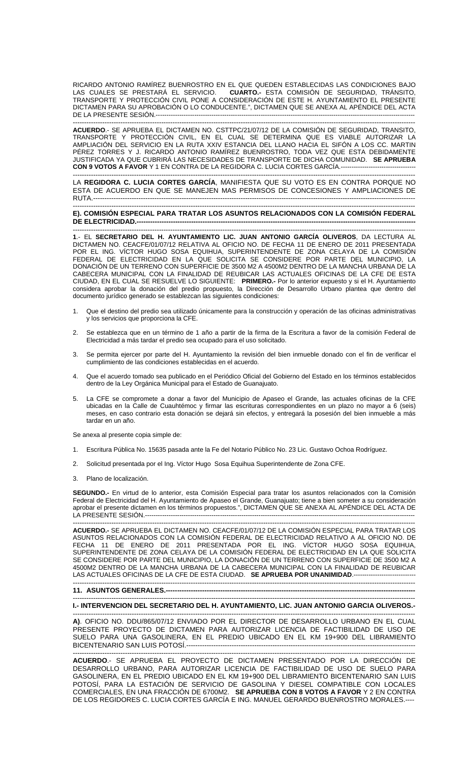RICARDO ANTONIO RAMÍREZ BUENROSTRO EN EL QUE QUEDEN ESTABLECIDAS LAS CONDICIONES BAJO LAS CUALES SE PRESTARÁ EL SERVICIO. **CUARTO.-** ESTA COMISIÓN DE SEGURIDAD, TRÁNSITO, TRANSPORTE Y PROTECCIÓN CIVIL PONE A CONSIDERACIÓN DE ESTE H. AYUNTAMIENTO EL PRESENTE DICTAMEN PARA SU APROBACIÓN O LO CONDUCENTE.", DICTAMEN QUE SE ANEXA AL APÉNDICE DEL ACTA DE LA PRESENTE SESIÓN.-----------------------------------------------------------------------------------------------------------

---

**ACUERDO**.- SE APRUEBA EL DICTAMEN NO. CSTTPC/21/07/12 DE LA COMISIÓN DE SEGURIDAD, TRANSITO, TRANSPORTE Y PROTECCIÓN CIVIL, EN EL CUAL SE DETERMINA QUE ES VIABLE AUTORIZAR LA AMPLIACIÓN DEL SERVICIO EN LA RUTA XXIV ESTANCIA DEL LLANO HACIA EL SIFÓN A LOS CC. MARTIN PÉREZ TORRES Y J. RICARDO ANTONIO RAMÍREZ BUENROSTRO, TODA VEZ QUE ESTA DEBIDAMENTE JUSTIFICADA YA QUE CUBRIRÁ LAS NECESIDADES DE TRANSPORTE DE DICHA COMUNIDAD. **SE APRUEBA CON 9 VOTOS A FAVOR** Y 1 EN CONTRA DE LA REGIDORA C. LUCIA CORTES GARCÍA.-----------------------------------

---

LA **REGIDORA C. LUCIA CORTES GARCÍA**, MANIFIESTA QUE SU VOTO ES EN CONTRA PORQUE NO ESTA DE ACUERDO EN QUE SE MANEJEN MAS PERMISOS DE CONCESIONES Y AMPLIACIONES DE RUTA.-----------------------------------------------------------------------------------------------------------------------------------

---

**E). COMISIÓN ESPECIAL PARA TRATAR LOS ASUNTOS RELACIONADOS CON LA COMISIÓN FEDERAL DE ELECTRICIDAD.-----------------------------------------------------------------------------------------------------------------**

---

**1**.- EL **SECRETARIO DEL H. AYUNTAMIENTO LIC. JUAN ANTONIO GARCÍA OLIVEROS**, DA LECTURA AL DICTAMEN NO. CEACFE/01/07/12 RELATIVA AL OFICIO NO. DE FECHA 11 DE ENERO DE 2011 PRESENTADA POR EL ING. VÍCTOR HUGO SOSA EQUIHUA, SUPERINTENDENTE DE ZONA CELAYA DE LA COMISIÓN FEDERAL DE ELECTRICIDAD EN LA QUE SOLICITA SE CONSIDERE POR PARTE DEL MUNICIPIO, LA DONACIÓN DE UN TERRENO CON SUPERFICIE DE 3500 M2 A 4500M2 DENTRO DE LA MANCHA URBANA DE LA CABECERA MUNICIPAL CON LA FINALIDAD DE REUBICAR LAS ACTUALES OFICINAS DE LA CFE DE ESTA CIUDAD, EN EL CUAL SE RESUELVE LO SIGUIENTE: **PRIMERO.-** Por lo anterior expuesto y si el H. Ayuntamiento considera aprobar la donación del predio propuesto, la Dirección de Desarrollo Urbano plantea que dentro del documento jurídico generado se establezcan las siguientes condiciones:

1. Que el destino del predio sea utilizado únicamente para la construcción y operación de las oficinas administrativas y los servicios que proporciona la CFE.

2. Se establezca que en un término de 1 año a partir de la firma de la Escritura a favor de la comisión Federal de Electricidad a más tardar el predio sea ocupado para el uso solicitado.

3. Se permita ejercer por parte del H. Ayuntamiento la revisión del bien inmueble donado con el fin de verificar el cumplimiento de las condiciones establecidas en el acuerdo.

4. Que el acuerdo tomado sea publicado en el Periódico Oficial del Gobierno del Estado en los términos establecidos dentro de la Ley Orgánica Municipal para el Estado de Guanajuato.

5. La CFE se compromete a donar a favor del Municipio de Apaseo el Grande, las actuales oficinas de la CFE ubicadas en la Calle de Cuauhtémoc y firmar las escrituras correspondientes en un plazo no mayor a 6 (seis) meses, en caso contrario esta donación se dejará sin efectos, y entregará la posesión del bien inmueble a más tardar en un año.

Se anexa al presente copia simple de:

1. Escritura Pública No. 15635 pasada ante la Fe del Notario Público No. 23 Lic. Gustavo Ochoa Rodríguez.

2. Solicitud presentada por el Ing. Víctor Hugo Sosa Equihua Superintendente de Zona CFE.

3. Plano de localización.

**SEGUNDO.-** En virtud de lo anterior, esta Comisión Especial para tratar los asuntos relacionados con la Comisión Federal de Electricidad del H. Ayuntamiento de Apaseo el Grande, Guanajuato; tiene a bien someter a su consideración aprobar el presente dictamen en los términos propuestos.", DICTAMEN QUE SE ANEXA AL APÉNDICE DEL ACTA DE LA PRESENTE SESIÓN.-----------------------------------------------------------------------------------------------------------

---

**ACUERDO.-** SE APRUEBA EL DICTAMEN NO. CEACFE/01/07/12 DE LA COMISIÓN ESPECIAL PARA TRATAR LOS ASUNTOS RELACIONADOS CON LA COMISIÓN FEDERAL DE ELECTRICIDAD RELATIVO A AL OFICIO NO. DE FECHA 11 DE ENERO DE 2011 PRESENTADA POR EL ING. VÍCTOR HUGO SOSA EQUIHUA, SUPERINTENDENTE DE ZONA CELAYA DE LA COMISIÓN FEDERAL DE ELECTRICIDAD EN LA QUE SOLICITA SE CONSIDERE POR PARTE DEL MUNICIPIO, LA DONACIÓN DE UN TERRENO CON SUPERFICIE DE 3500 M2 A 4500M2 DENTRO DE LA MANCHA URBANA DE LA CABECERA MUNICIPAL CON LA FINALIDAD DE REUBICAR LAS ACTUALES OFICINAS DE LA CFE DE ESTA CIUDAD. **SE APRUEBA POR UNANIMIDAD**.-----------------------------

---

**11. ASUNTOS GENERALES.-----------------------------------------------------------------------------------------------------------**

---

**I.- INTERVENCION DEL SECRETARIO DEL H. AYUNTAMIENTO, LIC. JUAN ANTONIO GARCIA OLIVEROS.-**

---

**A)**. OFICIO NO. DDU/865/07/12 ENVIADO POR EL DIRECTOR DE DESARROLLO URBANO EN EL CUAL PRESENTE PROYECTO DE DICTAMEN PARA AUTORIZAR LICENCIA DE FACTIBILIDAD DE USO DE SUELO PARA UNA GASOLINERA, EN EL PREDIO UBICADO EN EL KM 19+900 DEL LIBRAMIENTO BICENTENARIO SAN LUIS POTOSÍ.-----------------------------------------------------------------------------------------------------------

---

**ACUERDO**.- SE APRUEBA EL PROYECTO DE DICTAMEN PRESENTADO POR LA DIRECCIÓN DE DESARROLLO URBANO, PARA AUTORIZAR LICENCIA DE FACTIBILIDAD DE USO DE SUELO PARA GASOLINERA, EN EL PREDIO UBICADO EN EL KM 19+900 DEL LIBRAMIENTO BICENTENARIO SAN LUIS POTOSÍ, PARA LA ESTACIÓN DE SERVICIO DE GASOLINA Y DIESEL COMPATIBLE CON LOCALES COMERCIALES, EN UNA FRACCIÓN DE 6700M2. **SE APRUEBA CON 8 VOTOS A FAVOR** Y 2 EN CONTRA DE LOS REGIDORES C. LUCIA CORTES GARCÍA E ING. MANUEL GERARDO BUENROSTRO MORALES.----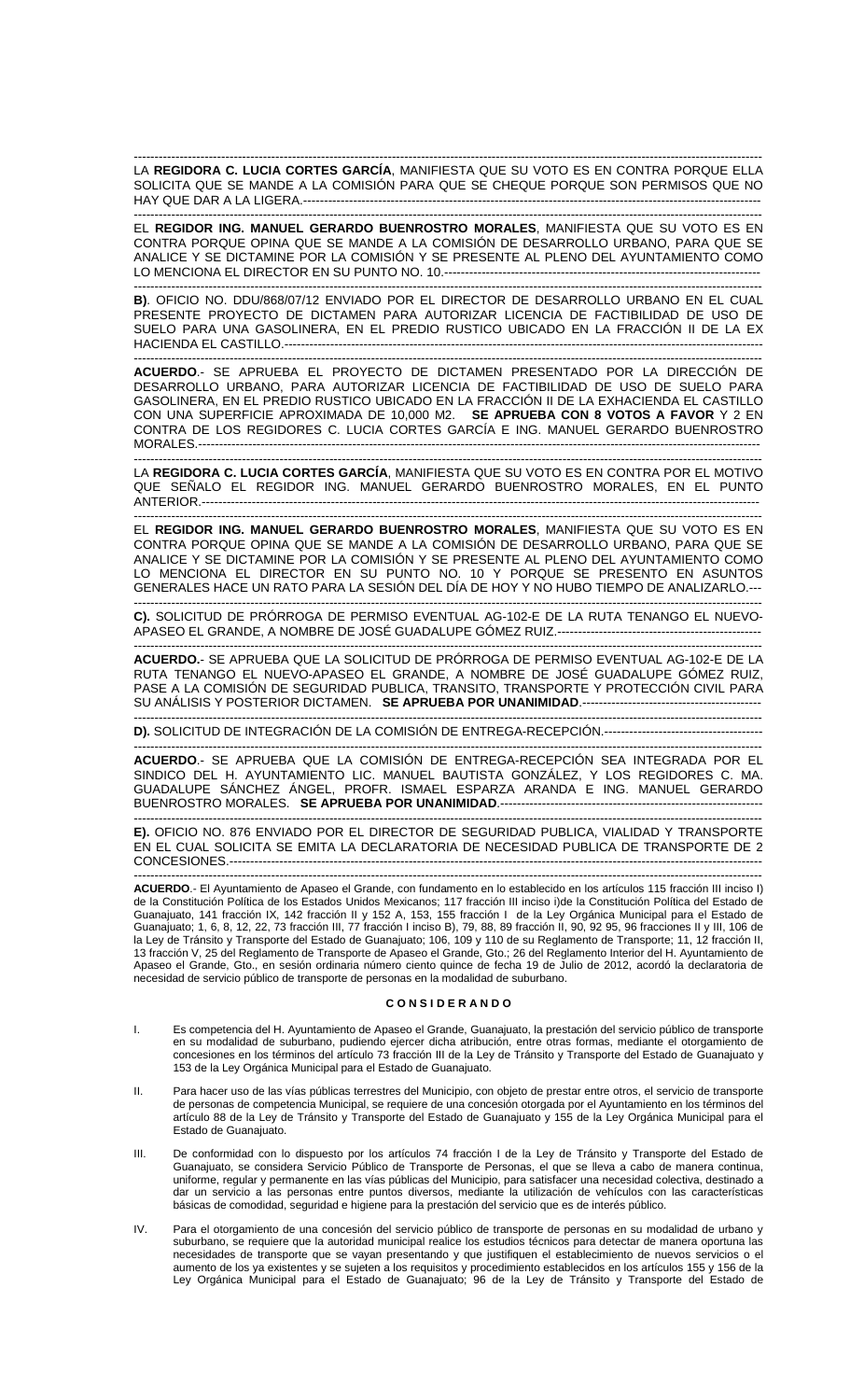LA **REGIDORA C. LUCIA CORTES GARCÍA**, MANIFIESTA QUE SU VOTO ES EN CONTRA PORQUE ELLA SOLICITA QUE SE MANDE A LA COMISIÓN PARA QUE SE CHEQUE PORQUE SON PERMISOS QUE NO HAY QUE DAR A LA LIGERA.---

EL **REGIDOR ING. MANUEL GERARDO BUENROSTRO MORALES**, MANIFIESTA QUE SU VOTO ES EN CONTRA PORQUE OPINA QUE SE MANDE A LA COMISIÓN DE DESARROLLO URBANO, PARA QUE SE ANALICE Y SE DICTAMINE POR LA COMISIÓN Y SE PRESENTE AL PLENO DEL AYUNTAMIENTO COMO LO MENCIONA EL DIRECTOR EN SU PUNTO NO. 10.---

**B)**. OFICIO NO. DDU/868/07/12 ENVIADO POR EL DIRECTOR DE DESARROLLO URBANO EN EL CUAL PRESENTE PROYECTO DE DICTAMEN PARA AUTORIZAR LICENCIA DE FACTIBILIDAD DE USO DE SUELO PARA UNA GASOLINERA, EN EL PREDIO RUSTICO UBICADO EN LA FRACCIÓN II DE LA EX HACIENDA EL CASTILLO.---

**ACUERDO**.- SE APRUEBA EL PROYECTO DE DICTAMEN PRESENTADO POR LA DIRECCIÓN DE DESARROLLO URBANO, PARA AUTORIZAR LICENCIA DE FACTIBILIDAD DE USO DE SUELO PARA GASOLINERA, EN EL PREDIO RUSTICO UBICADO EN LA FRACCIÓN II DE LA EXHACIENDA EL CASTILLO CON UNA SUPERFICIE APROXIMADA DE 10,000 M2. **SE APRUEBA CON 8 VOTOS A FAVOR** Y 2 EN CONTRA DE LOS REGIDORES C. LUCIA CORTES GARCÍA E ING. MANUEL GERARDO BUENROSTRO MORALES.---

LA **REGIDORA C. LUCIA CORTES GARCÍA**, MANIFIESTA QUE SU VOTO ES EN CONTRA POR EL MOTIVO QUE SEÑALO EL REGIDOR ING. MANUEL GERARDO BUENROSTRO MORALES, EN EL PUNTO ANTERIOR.---

EL **REGIDOR ING. MANUEL GERARDO BUENROSTRO MORALES**, MANIFIESTA QUE SU VOTO ES EN CONTRA PORQUE OPINA QUE SE MANDE A LA COMISIÓN DE DESARROLLO URBANO, PARA QUE SE ANALICE Y SE DICTAMINE POR LA COMISIÓN Y SE PRESENTE AL PLENO DEL AYUNTAMIENTO COMO LO MENCIONA EL DIRECTOR EN SU PUNTO NO. 10 Y PORQUE SE PRESENTO EN ASUNTOS GENERALES HACE UN RATO PARA LA SESIÓN DEL DÍA DE HOY Y NO HUBO TIEMPO DE ANALIZARLO.---

**C).** SOLICITUD DE PRÓRROGA DE PERMISO EVENTUAL AG-102-E DE LA RUTA TENANGO EL NUEVO-APASEO EL GRANDE, A NOMBRE DE JOSÉ GUADALUPE GÓMEZ RUIZ.---

**ACUERDO.**- SE APRUEBA QUE LA SOLICITUD DE PRÓRROGA DE PERMISO EVENTUAL AG-102-E DE LA RUTA TENANGO EL NUEVO-APASEO EL GRANDE, A NOMBRE DE JOSÉ GUADALUPE GÓMEZ RUIZ, PASE A LA COMISIÓN DE SEGURIDAD PUBLICA, TRANSITO, TRANSPORTE Y PROTECCIÓN CIVIL PARA SU ANÁLISIS Y POSTERIOR DICTAMEN. **SE APRUEBA POR UNANIMIDAD**.---

**D).** SOLICITUD DE INTEGRACIÓN DE LA COMISIÓN DE ENTREGA-RECEPCIÓN.---

**ACUERDO**.- SE APRUEBA QUE LA COMISIÓN DE ENTREGA-RECEPCIÓN SEA INTEGRADA POR EL SINDICO DEL H. AYUNTAMIENTO LIC. MANUEL BAUTISTA GONZÁLEZ, Y LOS REGIDORES C. MA. GUADALUPE SÁNCHEZ ÁNGEL, PROFR. ISMAEL ESPARZA ARANDA E ING. MANUEL GERARDO BUENROSTRO MORALES. **SE APRUEBA POR UNANIMIDAD**.---

**E).** OFICIO NO. 876 ENVIADO POR EL DIRECTOR DE SEGURIDAD PUBLICA, VIALIDAD Y TRANSPORTE EN EL CUAL SOLICITA SE EMITA LA DECLARATORIA DE NECESIDAD PUBLICA DE TRANSPORTE DE 2 CONCESIONES.---

**ACUERDO**.- El Ayuntamiento de Apaseo el Grande, con fundamento en lo establecido en los artículos 115 fracción III inciso I) de la Constitución Política de los Estados Unidos Mexicanos; 117 fracción III inciso i)de la Constitución Política del Estado de Guanajuato, 141 fracción IX, 142 fracción II y 152 A, 153, 155 fracción I de la Ley Orgánica Municipal para el Estado de Guanajuato; 1, 6, 8, 12, 22, 73 fracción III, 77 fracción I inciso B), 79, 88, 89 fracción II, 90, 92 95, 96 fracciones II y III, 106 de la Ley de Tránsito y Transporte del Estado de Guanajuato; 106, 109 y 110 de su Reglamento de Transporte; 11, 12 fracción II, 13 fracción V, 25 del Reglamento de Transporte de Apaseo el Grande, Gto.; 26 del Reglamento Interior del H. Ayuntamiento de Apaseo el Grande, Gto., en sesión ordinaria número ciento quince de fecha 19 de Julio de 2012, acordó la declaratoria de necesidad de servicio público de transporte de personas en la modalidad de suburbano.

**C O N S I D E R A N D O**

I. Es competencia del H. Ayuntamiento de Apaseo el Grande, Guanajuato, la prestación del servicio público de transporte en su modalidad de suburbano, pudiendo ejercer dicha atribución, entre otras formas, mediante el otorgamiento de concesiones en los términos del artículo 73 fracción III de la Ley de Tránsito y Transporte del Estado de Guanajuato y 153 de la Ley Orgánica Municipal para el Estado de Guanajuato.

II. Para hacer uso de las vías públicas terrestres del Municipio, con objeto de prestar entre otros, el servicio de transporte de personas de competencia Municipal, se requiere de una concesión otorgada por el Ayuntamiento en los términos del artículo 88 de la Ley de Tránsito y Transporte del Estado de Guanajuato y 155 de la Ley Orgánica Municipal para el Estado de Guanajuato.

III. De conformidad con lo dispuesto por los artículos 74 fracción I de la Ley de Tránsito y Transporte del Estado de Guanajuato, se considera Servicio Público de Transporte de Personas, el que se lleva a cabo de manera continua, uniforme, regular y permanente en las vías públicas del Municipio, para satisfacer una necesidad colectiva, destinado a dar un servicio a las personas entre puntos diversos, mediante la utilización de vehículos con las características básicas de comodidad, seguridad e higiene para la prestación del servicio que es de interés público.

IV. Para el otorgamiento de una concesión del servicio público de transporte de personas en su modalidad de urbano y suburbano, se requiere que la autoridad municipal realice los estudios técnicos para detectar de manera oportuna las necesidades de transporte que se vayan presentando y que justifiquen el establecimiento de nuevos servicios o el aumento de los ya existentes y se sujeten a los requisitos y procedimiento establecidos en los artículos 155 y 156 de la Ley Orgánica Municipal para el Estado de Guanajuato; 96 de la Ley de Tránsito y Transporte del Estado de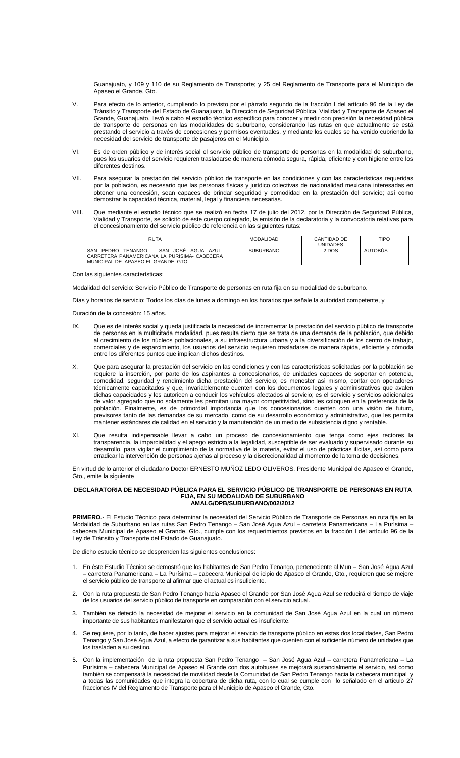Guanajuato, y 109 y 110 de su Reglamento de Transporte; y 25 del Reglamento de Transporte para el Municipio de Apaseo el Grande, Gto.

V. Para efecto de lo anterior, cumpliendo lo previsto por el párrafo segundo de la fracción I del artículo 96 de la Ley de Tránsito y Transporte del Estado de Guanajuato, la Dirección de Seguridad Pública, Vialidad y Transporte de Apaseo el Grande, Guanajuato, llevó a cabo el estudio técnico específico para conocer y medir con precisión la necesidad pública de transporte de personas en las modalidades de suburbano, considerando las rutas en que actualmente se está prestando el servicio a través de concesiones y permisos eventuales, y mediante los cuales se ha venido cubriendo la necesidad del servicio de transporte de pasajeros en el Municipio.

VI. Es de orden público y de interés social el servicio público de transporte de personas en la modalidad de suburbano, pues los usuarios del servicio requieren trasladarse de manera cómoda segura, rápida, eficiente y con higiene entre los diferentes destinos.

VII. Para asegurar la prestación del servicio público de transporte en las condiciones y con las características requeridas por la población, es necesario que las personas físicas y jurídico colectivas de nacionalidad mexicana interesadas en obtener una concesión, sean capaces de brindar seguridad y comodidad en la prestación del servicio; así como demostrar la capacidad técnica, material, legal y financiera necesarias.

VIII. Que mediante el estudio técnico que se realizó en fecha 17 de julio del 2012, por la Dirección de Seguridad Pública, Vialidad y Transporte, se solicitó de éste cuerpo colegiado, la emisión de la declaratoria y la convocatoria relativas para el concesionamiento del servicio público de referencia en las siguientes rutas:

| RUTA | MODALIDAD | CANTIDAD DE UNIDADES | TIPO |
|---|---|---|---|
| SAN PEDRO TENANGO – SAN JOSÉ AGUA AZUL- CARRETERA PANAMERICANA LA PURÍSIMA- CABECERA MUNICIPAL DE APASEO EL GRANDE, GTO. | SUBURBANO | 2 DOS | AUTOBÚS |

Con las siguientes características:

Modalidad del servicio: Servicio Público de Transporte de personas en ruta fija en su modalidad de suburbano.

Días y horarios de servicio: Todos los días de lunes a domingo en los horarios que señale la autoridad competente, y

Duración de la concesión: 15 años.

IX. Que es de interés social y queda justificada la necesidad de incrementar la prestación del servicio público de transporte de personas en la multicitada modalidad, pues resulta cierto que se trata de una demanda de la población, que debido al crecimiento de los núcleos poblacionales, a su infraestructura urbana y a la diversificación de los centro de trabajo, comerciales y de esparcimiento, los usuarios del servicio requieren trasladarse de manera rápida, eficiente y cómoda entre los diferentes puntos que implican dichos destinos.

X. Que para asegurar la prestación del servicio en las condiciones y con las características solicitadas por la población se requiere la inserción, por parte de los aspirantes a concesionarios, de unidades capaces de soportar en potencia, comodidad, seguridad y rendimiento dicha prestación del servicio; es menester así mismo, contar con operadores técnicamente capacitados y que, invariablemente cuenten con los documentos legales y administrativos que avalen dichas capacidades y les autoricen a conducir los vehículos afectados al servicio; es el servicio y servicios adicionales de valor agregado que no solamente les permitan una mayor competitividad, sino les coloquen en la preferencia de la población. Finalmente, es de primordial importancia que los concesionarios cuenten con una visión de futuro, previsores tanto de las demandas de su mercado, como de su desarrollo económico y administrativo, que les permita mantener estándares de calidad en el servicio y la manutención de un medio de subsistencia digno y rentable.

XI. Que resulta indispensable llevar a cabo un proceso de concesionamiento que tenga como ejes rectores la transparencia, la imparcialidad y el apego estricto a la legalidad, susceptible de ser evaluado y supervisado durante su desarrollo, para vigilar el cumplimiento de la normativa de la materia, evitar el uso de prácticas ilícitas, así como para erradicar la intervención de personas ajenas al proceso y la discrecionalidad al momento de la toma de decisiones.

En virtud de lo anterior el ciudadano Doctor ERNESTO MUÑOZ LEDO OLIVEROS, Presidente Municipal de Apaseo el Grande, Gto., emite la siguiente

**DECLARATORIA DE NECESIDAD PÚBLICA PARA EL SERVICIO PÚBLICO DE TRANSPORTE DE PERSONAS EN RUTA FIJA, EN SU MODALIDAD DE SUBURBANO**
**AMALG/DPB/SUBURBANO/002/2012**

**PRIMERO.-** El Estudio Técnico para determinar la necesidad del Servicio Público de Transporte de Personas en ruta fija en la Modalidad de Suburbano en las rutas San Pedro Tenango – San José Agua Azul – carretera Panamericana – La Purísima – cabecera Municipal de Apaseo el Grande, Gto., cumple con los requerimientos previstos en la fracción I del artículo 96 de la Ley de Tránsito y Transporte del Estado de Guanajuato.

De dicho estudio técnico se desprenden las siguientes conclusiones:

1. En éste Estudio Técnico se demostró que los habitantes de San Pedro Tenango, perteneciente al Mun – San José Agua Azul – carretera Panamericana – La Purísima – cabecera Municipal de icipio de Apaseo el Grande, Gto., requieren que se mejore el servicio público de transporte al afirmar que el actual es insuficiente.

2. Con la ruta propuesta de San Pedro Tenango hacia Apaseo el Grande por San José Agua Azul se reducirá el tiempo de viaje de los usuarios del servicio público de transporte en comparación con el servicio actual.

3. También se detectó la necesidad de mejorar el servicio en la comunidad de San José Agua Azul en la cual un número importante de sus habitantes manifestaron que el servicio actual es insuficiente.

4. Se requiere, por lo tanto, de hacer ajustes para mejorar el servicio de transporte público en estas dos localidades, San Pedro Tenango y San José Agua Azul, a efecto de garantizar a sus habitantes que cuenten con el suficiente número de unidades que los trasladen a su destino.

5. Con la implementación de la ruta propuesta San Pedro Tenango – San José Agua Azul – carretera Panamericana – La Purísima – cabecera Municipal de Apaseo el Grande con dos autobuses se mejorará sustancialmente el servicio, así como también se compensará la necesidad de movilidad desde la Comunidad de San Pedro Tenango hacia la cabecera municipal y a todas las comunidades que integra la cobertura de dicha ruta, con lo cual se cumple con lo señalado en el artículo 27 fracciones IV del Reglamento de Transporte para el Municipio de Apaseo el Grande, Gto.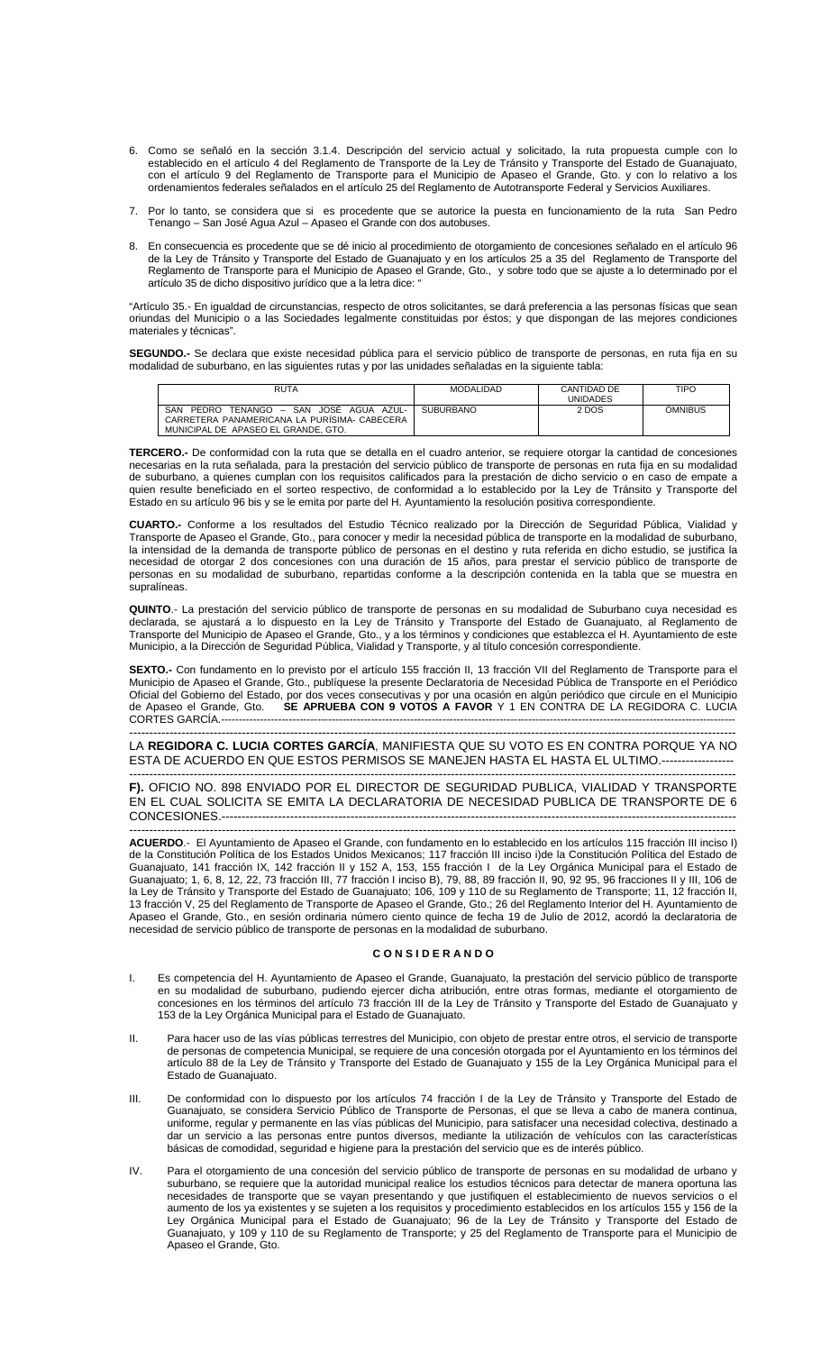6. Como se señaló en la sección 3.1.4. Descripción del servicio actual y solicitado, la ruta propuesta cumple con lo establecido en el artículo 4 del Reglamento de Transporte de la Ley de Tránsito y Transporte del Estado de Guanajuato, con el artículo 9 del Reglamento de Transporte para el Municipio de Apaseo el Grande, Gto. y con lo relativo a los ordenamientos federales señalados en el artículo 25 del Reglamento de Autotransporte Federal y Servicios Auxiliares.

7. Por lo tanto, se considera que si es procedente que se autorice la puesta en funcionamiento de la ruta San Pedro Tenango – San José Agua Azul – Apaseo el Grande con dos autobuses.

8. En consecuencia es procedente que se dé inicio al procedimiento de otorgamiento de concesiones señalado en el artículo 96 de la Ley de Tránsito y Transporte del Estado de Guanajuato y en los artículos 25 a 35 del Reglamento de Transporte del Reglamento de Transporte para el Municipio de Apaseo el Grande, Gto., y sobre todo que se ajuste a lo determinado por el artículo 35 de dicho dispositivo jurídico que a la letra dice: "

"Artículo 35.- En igualdad de circunstancias, respecto de otros solicitantes, se dará preferencia a las personas físicas que sean oriundas del Municipio o a las Sociedades legalmente constituidas por éstos; y que dispongan de las mejores condiciones materiales y técnicas".

**SEGUNDO.-** Se declara que existe necesidad pública para el servicio público de transporte de personas, en ruta fija en su modalidad de suburbano, en las siguientes rutas y por las unidades señaladas en la siguiente tabla:

| RUTA | MODALIDAD | CANTIDAD DE UNIDADES | TIPO |
|---|---|---|---|
| SAN PEDRO TENANGO – SAN JOSÉ AGUA AZUL- CARRETERA PANAMERICANA LA PURÍSIMA- CABECERA MUNICIPAL DE APASEO EL GRANDE, GTO. | SUBURBANO | 2 DOS | ÓMNIBUS |

**TERCERO.-** De conformidad con la ruta que se detalla en el cuadro anterior, se requiere otorgar la cantidad de concesiones necesarias en la ruta señalada, para la prestación del servicio público de transporte de personas en ruta fija en su modalidad de suburbano, a quienes cumplan con los requisitos calificados para la prestación de dicho servicio o en caso de empate a quien resulte beneficiado en el sorteo respectivo, de conformidad a lo establecido por la Ley de Tránsito y Transporte del Estado en su artículo 96 bis y se le emita por parte del H. Ayuntamiento la resolución positiva correspondiente.

**CUARTO.-** Conforme a los resultados del Estudio Técnico realizado por la Dirección de Seguridad Pública, Vialidad y Transporte de Apaseo el Grande, Gto., para conocer y medir la necesidad pública de transporte en la modalidad de suburbano, la intensidad de la demanda de transporte público de personas en el destino y ruta referida en dicho estudio, se justifica la necesidad de otorgar 2 dos concesiones con una duración de 15 años, para prestar el servicio público de transporte de personas en su modalidad de suburbano, repartidas conforme a la descripción contenida en la tabla que se muestra en supralíneas.

**QUINTO**.- La prestación del servicio público de transporte de personas en su modalidad de Suburbano cuya necesidad es declarada, se ajustará a lo dispuesto en la Ley de Tránsito y Transporte del Estado de Guanajuato, al Reglamento de Transporte del Municipio de Apaseo el Grande, Gto., y a los términos y condiciones que establezca el H. Ayuntamiento de este Municipio, a la Dirección de Seguridad Pública, Vialidad y Transporte, y al título concesión correspondiente.

**SEXTO.-** Con fundamento en lo previsto por el artículo 155 fracción II, 13 fracción VII del Reglamento de Transporte para el Municipio de Apaseo el Grande, Gto., publíquese la presente Declaratoria de Necesidad Pública de Transporte en el Periódico Oficial del Gobierno del Estado, por dos veces consecutivas y por una ocasión en algún periódico que circule en el Municipio de Apaseo el Grande, Gto. **SE APRUEBA CON 9 VOTOS A FAVOR** Y 1 EN CONTRA DE LA REGIDORA C. LUCIA CORTES GARCÍA.-----------------------------------------------------------------------------------------------------------------------------------

LA **REGIDORA C. LUCIA CORTES GARCÍA**, MANIFIESTA QUE SU VOTO ES EN CONTRA PORQUE YA NO ESTA DE ACUERDO EN QUE ESTOS PERMISOS SE MANEJEN HASTA EL HASTA EL ULTIMO.------------------

**F).** OFICIO NO. 898 ENVIADO POR EL DIRECTOR DE SEGURIDAD PUBLICA, VIALIDAD Y TRANSPORTE EN EL CUAL SOLICITA SE EMITA LA DECLARATORIA DE NECESIDAD PUBLICA DE TRANSPORTE DE 6 CONCESIONES.-----------------------------------------------------------------------------------------------------------------------

**ACUERDO**.- El Ayuntamiento de Apaseo el Grande, con fundamento en lo establecido en los artículos 115 fracción III inciso I) de la Constitución Política de los Estados Unidos Mexicanos; 117 fracción III inciso i)de la Constitución Política del Estado de Guanajuato, 141 fracción IX, 142 fracción II y 152 A, 153, 155 fracción I de la Ley Orgánica Municipal para el Estado de Guanajuato; 1, 6, 8, 12, 22, 73 fracción III, 77 fracción I inciso B), 79, 88, 89 fracción II, 90, 92 95, 96 fracciones II y III, 106 de la Ley de Tránsito y Transporte del Estado de Guanajuato; 106, 109 y 110 de su Reglamento de Transporte; 11, 12 fracción II, 13 fracción V, 25 del Reglamento de Transporte de Apaseo el Grande, Gto.; 26 del Reglamento Interior del H. Ayuntamiento de Apaseo el Grande, Gto., en sesión ordinaria número ciento quince de fecha 19 de Julio de 2012, acordó la declaratoria de necesidad de servicio público de transporte de personas en la modalidad de suburbano.

## C O N S I D E R A N D O

I. Es competencia del H. Ayuntamiento de Apaseo el Grande, Guanajuato, la prestación del servicio público de transporte en su modalidad de suburbano, pudiendo ejercer dicha atribución, entre otras formas, mediante el otorgamiento de concesiones en los términos del artículo 73 fracción III de la Ley de Tránsito y Transporte del Estado de Guanajuato y 153 de la Ley Orgánica Municipal para el Estado de Guanajuato.

II. Para hacer uso de las vías públicas terrestres del Municipio, con objeto de prestar entre otros, el servicio de transporte de personas de competencia Municipal, se requiere de una concesión otorgada por el Ayuntamiento en los términos del artículo 88 de la Ley de Tránsito y Transporte del Estado de Guanajuato y 155 de la Ley Orgánica Municipal para el Estado de Guanajuato.

III. De conformidad con lo dispuesto por los artículos 74 fracción I de la Ley de Tránsito y Transporte del Estado de Guanajuato, se considera Servicio Público de Transporte de Personas, el que se lleva a cabo de manera continua, uniforme, regular y permanente en las vías públicas del Municipio, para satisfacer una necesidad colectiva, destinado a dar un servicio a las personas entre puntos diversos, mediante la utilización de vehículos con las características básicas de comodidad, seguridad e higiene para la prestación del servicio que es de interés público.

IV. Para el otorgamiento de una concesión del servicio público de transporte de personas en su modalidad de urbano y suburbano, se requiere que la autoridad municipal realice los estudios técnicos para detectar de manera oportuna las necesidades de transporte que se vayan presentando y que justifiquen el establecimiento de nuevos servicios o el aumento de los ya existentes y se sujeten a los requisitos y procedimiento establecidos en los artículos 155 y 156 de la Ley Orgánica Municipal para el Estado de Guanajuato; 96 de la Ley de Tránsito y Transporte del Estado de Guanajuato, y 109 y 110 de su Reglamento de Transporte; y 25 del Reglamento de Transporte para el Municipio de Apaseo el Grande, Gto.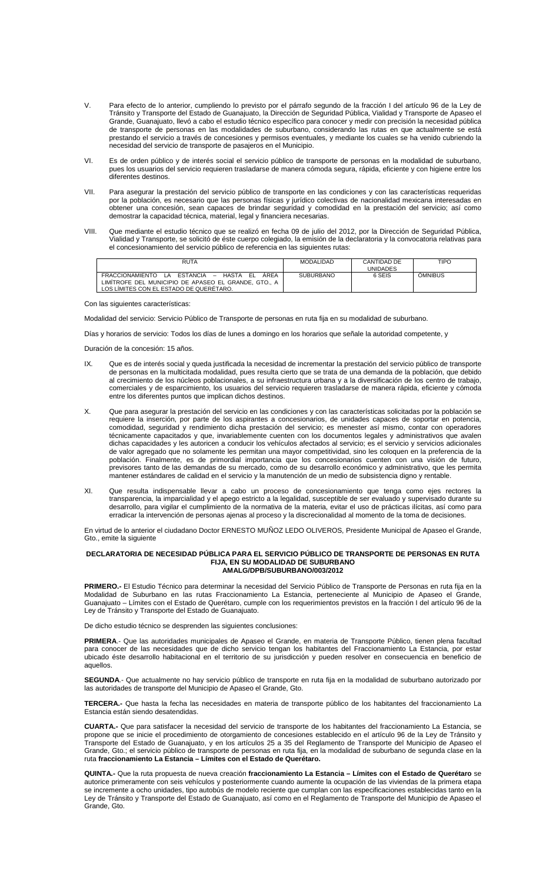V. Para efecto de lo anterior, cumpliendo lo previsto por el párrafo segundo de la fracción I del artículo 96 de la Ley de Tránsito y Transporte del Estado de Guanajuato, la Dirección de Seguridad Pública, Vialidad y Transporte de Apaseo el Grande, Guanajuato, llevó a cabo el estudio técnico específico para conocer y medir con precisión la necesidad pública de transporte de personas en las modalidades de suburbano, considerando las rutas en que actualmente se está prestando el servicio a través de concesiones y permisos eventuales, y mediante los cuales se ha venido cubriendo la necesidad del servicio de transporte de pasajeros en el Municipio.

VI. Es de orden público y de interés social el servicio público de transporte de personas en la modalidad de suburbano, pues los usuarios del servicio requieren trasladarse de manera cómoda segura, rápida, eficiente y con higiene entre los diferentes destinos.

VII. Para asegurar la prestación del servicio público de transporte en las condiciones y con las características requeridas por la población, es necesario que las personas físicas y jurídico colectivas de nacionalidad mexicana interesadas en obtener una concesión, sean capaces de brindar seguridad y comodidad en la prestación del servicio; así como demostrar la capacidad técnica, material, legal y financiera necesarias.

VIII. Que mediante el estudio técnico que se realizó en fecha 09 de julio del 2012, por la Dirección de Seguridad Pública, Vialidad y Transporte, se solicitó de éste cuerpo colegiado, la emisión de la declaratoria y la convocatoria relativas para el concesionamiento del servicio público de referencia en las siguientes rutas:

| RUTA | MODALIDAD | CANTIDAD DE UNIDADES | TIPO |
|---|---|---|---|
| FRACCIONAMIENTO LA ESTANCIA – HASTA EL ÁREA LIMÍTROFE DEL MUNICIPIO DE APASEO EL GRANDE, GTO., A LOS LÍMITES CON EL ESTADO DE QUERÉTARO. | SUBURBANO | 6 SEIS | ÓMNIBUS |

Con las siguientes características:

Modalidad del servicio: Servicio Público de Transporte de personas en ruta fija en su modalidad de suburbano.

Días y horarios de servicio: Todos los días de lunes a domingo en los horarios que señale la autoridad competente, y

Duración de la concesión: 15 años.

IX. Que es de interés social y queda justificada la necesidad de incrementar la prestación del servicio público de transporte de personas en la multicitada modalidad, pues resulta cierto que se trata de una demanda de la población, que debido al crecimiento de los núcleos poblacionales, a su infraestructura urbana y a la diversificación de los centro de trabajo, comerciales y de esparcimiento, los usuarios del servicio requieren trasladarse de manera rápida, eficiente y cómoda entre los diferentes puntos que implican dichos destinos.

X. Que para asegurar la prestación del servicio en las condiciones y con las características solicitadas por la población se requiere la inserción, por parte de los aspirantes a concesionarios, de unidades capaces de soportar en potencia, comodidad, seguridad y rendimiento dicha prestación del servicio; es menester así mismo, contar con operadores técnicamente capacitados y que, invariablemente cuenten con los documentos legales y administrativos que avalen dichas capacidades y les autoricen a conducir los vehículos afectados al servicio; es el servicio y servicios adicionales de valor agregado que no solamente les permitan una mayor competitividad, sino les coloquen en la preferencia de la población. Finalmente, es de primordial importancia que los concesionarios cuenten con una visión de futuro, previsores tanto de las demandas de su mercado, como de su desarrollo económico y administrativo, que les permita mantener estándares de calidad en el servicio y la manutención de un medio de subsistencia digno y rentable.

XI. Que resulta indispensable llevar a cabo un proceso de concesionamiento que tenga como ejes rectores la transparencia, la imparcialidad y el apego estricto a la legalidad, susceptible de ser evaluado y supervisado durante su desarrollo, para vigilar el cumplimiento de la normativa de la materia, evitar el uso de prácticas ilícitas, así como para erradicar la intervención de personas ajenas al proceso y la discrecionalidad al momento de la toma de decisiones.

En virtud de lo anterior el ciudadano Doctor ERNESTO MUÑOZ LEDO OLIVEROS, Presidente Municipal de Apaseo el Grande, Gto., emite la siguiente

**DECLARATORIA DE NECESIDAD PÚBLICA PARA EL SERVICIO PÚBLICO DE TRANSPORTE DE PERSONAS EN RUTA FIJA, EN SU MODALIDAD DE SUBURBANO**
**AMALG/DPB/SUBURBANO/003/2012**

**PRIMERO.-** El Estudio Técnico para determinar la necesidad del Servicio Público de Transporte de Personas en ruta fija en la Modalidad de Suburbano en las rutas Fraccionamiento La Estancia, perteneciente al Municipio de Apaseo el Grande, Guanajuato – Límites con el Estado de Querétaro, cumple con los requerimientos previstos en la fracción I del artículo 96 de la Ley de Tránsito y Transporte del Estado de Guanajuato.

De dicho estudio técnico se desprenden las siguientes conclusiones:

**PRIMERA**.- Que las autoridades municipales de Apaseo el Grande, en materia de Transporte Público, tienen plena facultad para conocer de las necesidades que de dicho servicio tengan los habitantes del Fraccionamiento La Estancia, por estar ubicado éste desarrollo habitacional en el territorio de su jurisdicción y pueden resolver en consecuencia en beneficio de aquellos.

**SEGUNDA**.- Que actualmente no hay servicio público de transporte en ruta fija en la modalidad de suburbano autorizado por las autoridades de transporte del Municipio de Apaseo el Grande, Gto.

**TERCERA.-** Que hasta la fecha las necesidades en materia de transporte público de los habitantes del fraccionamiento La Estancia están siendo desatendidas.

**CUARTA.-** Que para satisfacer la necesidad del servicio de transporte de los habitantes del fraccionamiento La Estancia, se propone que se inicie el procedimiento de otorgamiento de concesiones establecido en el artículo 96 de la Ley de Tránsito y Transporte del Estado de Guanajuato, y en los artículos 25 a 35 del Reglamento de Transporte del Municipio de Apaseo el Grande, Gto.; el servicio público de transporte de personas en ruta fija, en la modalidad de suburbano de segunda clase en la ruta **fraccionamiento La Estancia – Límites con el Estado de Querétaro.**

**QUINTA.-** Que la ruta propuesta de nueva creación **fraccionamiento La Estancia – Límites con el Estado de Querétaro** se autorice primeramente con seis vehículos y posteriormente cuando aumente la ocupación de las viviendas de la primera etapa se incremente a ocho unidades, tipo autobús de modelo reciente que cumplan con las especificaciones establecidas tanto en la Ley de Tránsito y Transporte del Estado de Guanajuato, así como en el Reglamento de Transporte del Municipio de Apaseo el Grande, Gto.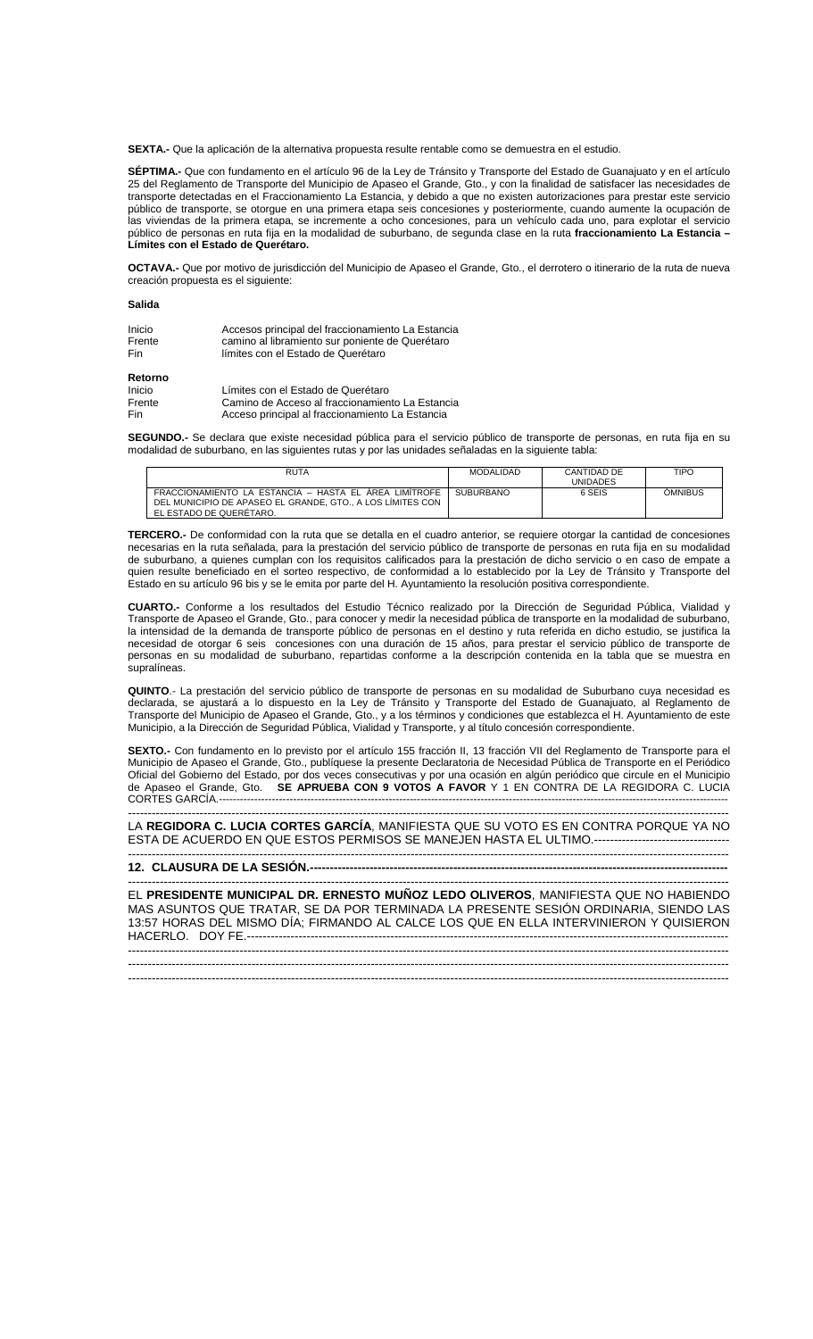**SEXTA.-** Que la aplicación de la alternativa propuesta resulte rentable como se demuestra en el estudio.

**SÉPTIMA.-** Que con fundamento en el artículo 96 de la Ley de Tránsito y Transporte del Estado de Guanajuato y en el artículo 25 del Reglamento de Transporte del Municipio de Apaseo el Grande, Gto., y con la finalidad de satisfacer las necesidades de transporte detectadas en el Fraccionamiento La Estancia, y debido a que no existen autorizaciones para prestar este servicio público de transporte, se otorgue en una primera etapa seis concesiones y posteriormente, cuando aumente la ocupación de las viviendas de la primera etapa, se incremente a ocho concesiones, para un vehículo cada uno, para explotar el servicio público de personas en ruta fija en la modalidad de suburbano, de segunda clase en la ruta **fraccionamiento La Estancia – Límites con el Estado de Querétaro.**

**OCTAVA.-** Que por motivo de jurisdicción del Municipio de Apaseo el Grande, Gto., el derrotero o itinerario de la ruta de nueva creación propuesta es el siguiente:

**Salida**

| | |
|---|---|
| Inicio | Accesos principal del fraccionamiento La Estancia |
| Frente | camino al libramiento sur poniente de Querétaro |
| Fin | límites con el Estado de Querétaro |

**Retorno**

| | |
|---|---|
| Inicio | Límites con el Estado de Querétaro |
| Frente | Camino de Acceso al fraccionamiento La Estancia |
| Fin | Acceso principal al fraccionamiento La Estancia |

**SEGUNDO.-** Se declara que existe necesidad pública para el servicio público de transporte de personas, en ruta fija en su modalidad de suburbano, en las siguientes rutas y por las unidades señaladas en la siguiente tabla:

| RUTA | MODALIDAD | CANTIDAD DE UNIDADES | TIPO |
|---|---|---|---|
| FRACCIONAMIENTO LA ESTANCIA – HASTA EL ÁREA LIMÍTROFE DEL MUNICIPIO DE APASEO EL GRANDE, GTO., A LOS LÍMITES CON EL ESTADO DE QUERÉTARO. | SUBURBANO | 6 SEIS | ÓMNIBUS |

**TERCERO.-** De conformidad con la ruta que se detalla en el cuadro anterior, se requiere otorgar la cantidad de concesiones necesarias en la ruta señalada, para la prestación del servicio público de transporte de personas en ruta fija en su modalidad de suburbano, a quienes cumplan con los requisitos calificados para la prestación de dicho servicio o en caso de empate a quien resulte beneficiado en el sorteo respectivo, de conformidad a lo establecido por la Ley de Tránsito y Transporte del Estado en su artículo 96 bis y se le emita por parte del H. Ayuntamiento la resolución positiva correspondiente.

**CUARTO.-** Conforme a los resultados del Estudio Técnico realizado por la Dirección de Seguridad Pública, Vialidad y Transporte de Apaseo el Grande, Gto., para conocer y medir la necesidad pública de transporte en la modalidad de suburbano, la intensidad de la demanda de transporte público de personas en el destino y ruta referida en dicho estudio, se justifica la necesidad de otorgar 6 seis concesiones con una duración de 15 años, para prestar el servicio público de transporte de personas en su modalidad de suburbano, repartidas conforme a la descripción contenida en la tabla que se muestra en supralíneas.

**QUINTO**.- La prestación del servicio público de transporte de personas en su modalidad de Suburbano cuya necesidad es declarada, se ajustará a lo dispuesto en la Ley de Tránsito y Transporte del Estado de Guanajuato, al Reglamento de Transporte del Municipio de Apaseo el Grande, Gto., y a los términos y condiciones que establezca el H. Ayuntamiento de este Municipio, a la Dirección de Seguridad Pública, Vialidad y Transporte, y al título concesión correspondiente.

**SEXTO.-** Con fundamento en lo previsto por el artículo 155 fracción II, 13 fracción VII del Reglamento de Transporte para el Municipio de Apaseo el Grande, Gto., publíquese la presente Declaratoria de Necesidad Pública de Transporte en el Periódico Oficial del Gobierno del Estado, por dos veces consecutivas y por una ocasión en algún periódico que circule en el Municipio de Apaseo el Grande, Gto. **SE APRUEBA CON 9 VOTOS A FAVOR** Y 1 EN CONTRA DE LA REGIDORA C. LUCIA CORTES GARCÍA.-----------------------------------------------------------------------------------------------------------------------------------

-----------------------------------------------------------------------------------------------------------------------------------------------

LA **REGIDORA C. LUCIA CORTES GARCÍA**, MANIFIESTA QUE SU VOTO ES EN CONTRA PORQUE YA NO ESTA DE ACUERDO EN QUE ESTOS PERMISOS SE MANEJEN HASTA EL ULTIMO.---------------------------------

-----------------------------------------------------------------------------------------------------------------------------------------------

**12. CLAUSURA DE LA SESIÓN.----------------------------------------------------------------------------------------------------**

-----------------------------------------------------------------------------------------------------------------------------------------------

EL **PRESIDENTE MUNICIPAL DR. ERNESTO MUÑOZ LEDO OLIVEROS**, MANIFIESTA QUE NO HABIENDO MAS ASUNTOS QUE TRATAR, SE DA POR TERMINADA LA PRESENTE SESIÓN ORDINARIA, SIENDO LAS 13:57 HORAS DEL MISMO DÍA; FIRMANDO AL CALCE LOS QUE EN ELLA INTERVINIERON Y QUISIERON HACERLO. DOY FE.-----------------------------------------------------------------------------------------------------------------

-----------------------------------------------------------------------------------------------------------------------------------------------

-----------------------------------------------------------------------------------------------------------------------------------------------

-----------------------------------------------------------------------------------------------------------------------------------------------